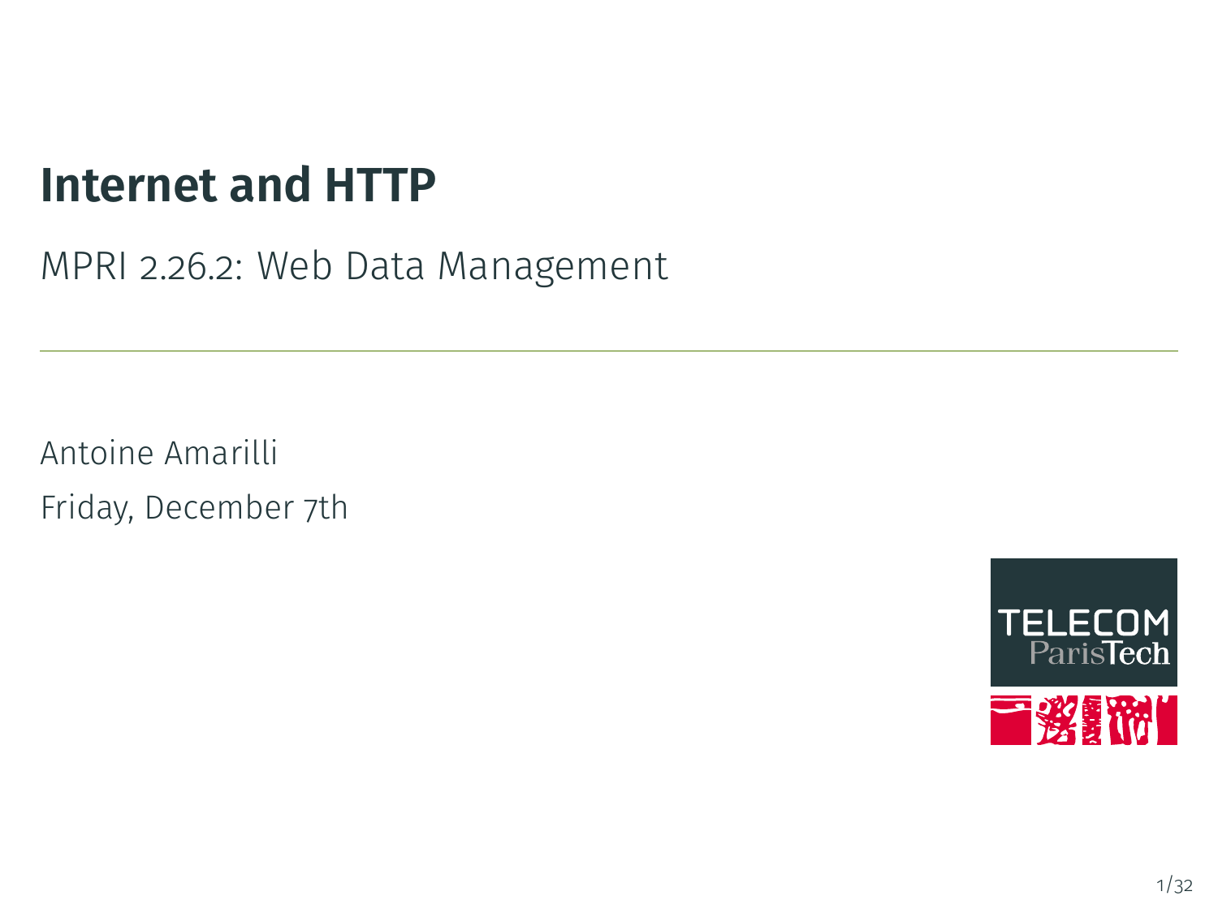# Internet and HTTP

MPRI 2.26.2: Web Data Management

Antoine Amarilli

Friday, December 7th

TELECOM ParisTech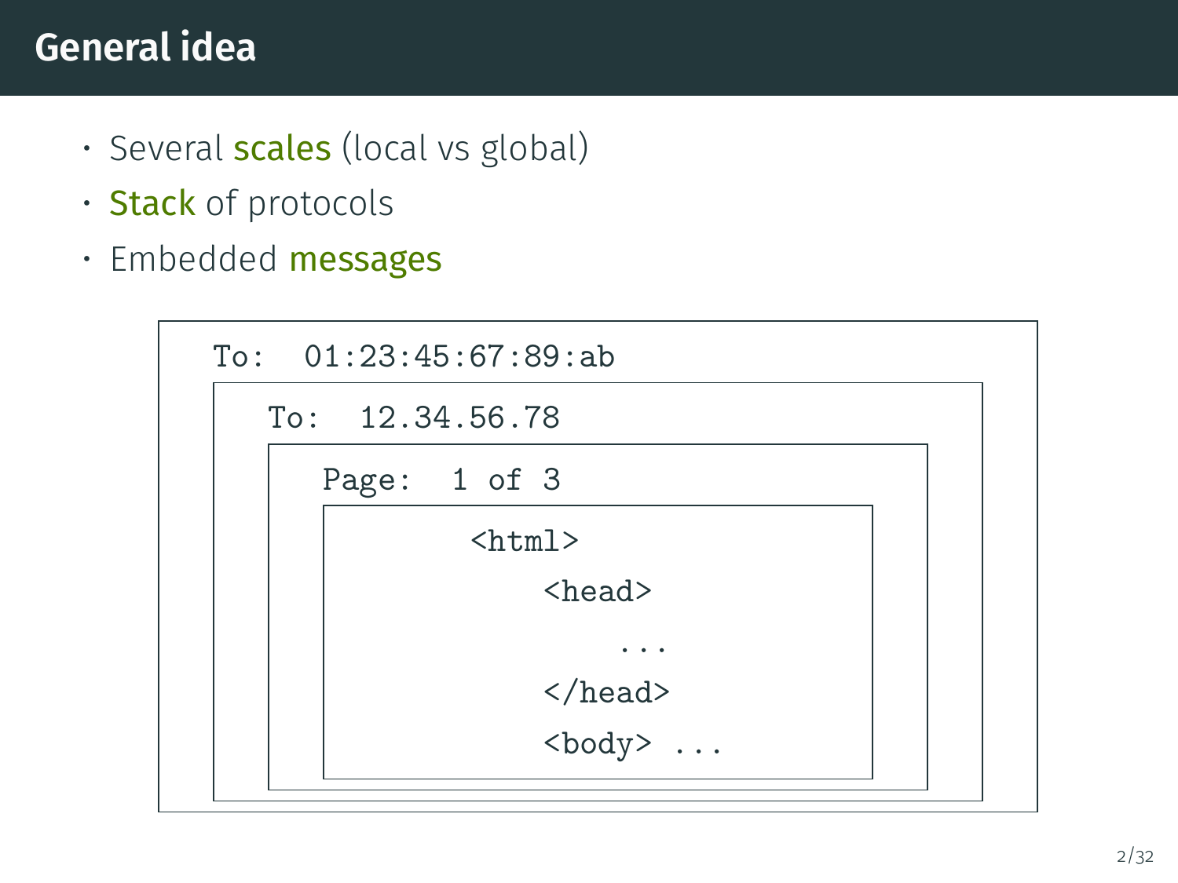# General idea

- Several **scales** (local vs global)
- **Stack** of protocols
- Embedded **messages**

```
To:  01:23:45:67:89:ab
    To:  12.34.56.78
        Page:  1 of 3
                <html>
                    <head>
                        ...
                    </head>
                    <body> ...
```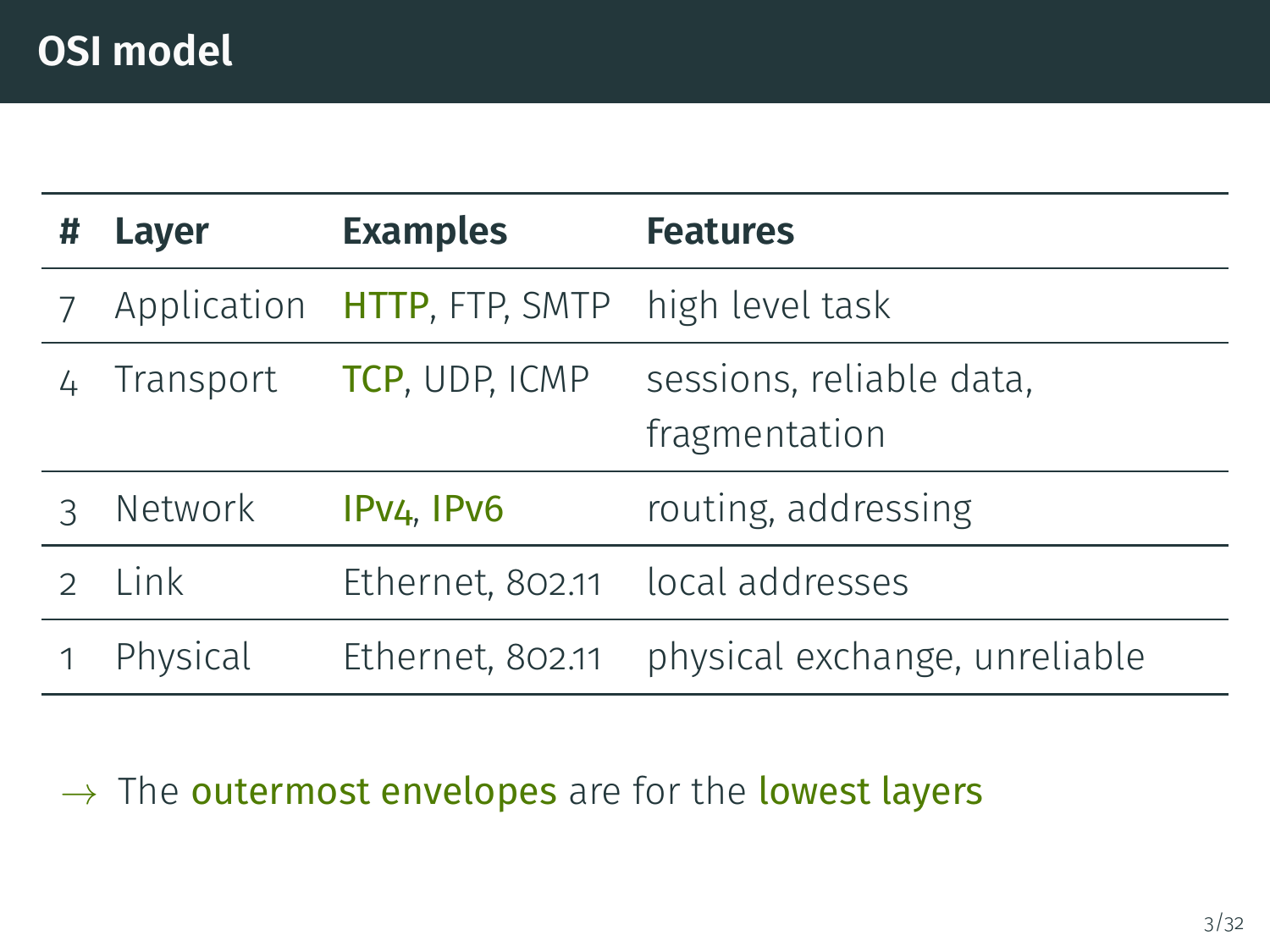# OSI model

| # | Layer | Examples | Features |
|---|---|---|---|
| 7 | Application | HTTP, FTP, SMTP | high level task |
| 4 | Transport | TCP, UDP, ICMP | sessions, reliable data, fragmentation |
| 3 | Network | IPv4, IPv6 | routing, addressing |
| 2 | Link | Ethernet, 802.11 | local addresses |
| 1 | Physical | Ethernet, 802.11 | physical exchange, unreliable |

→ The outermost envelopes are for the lowest layers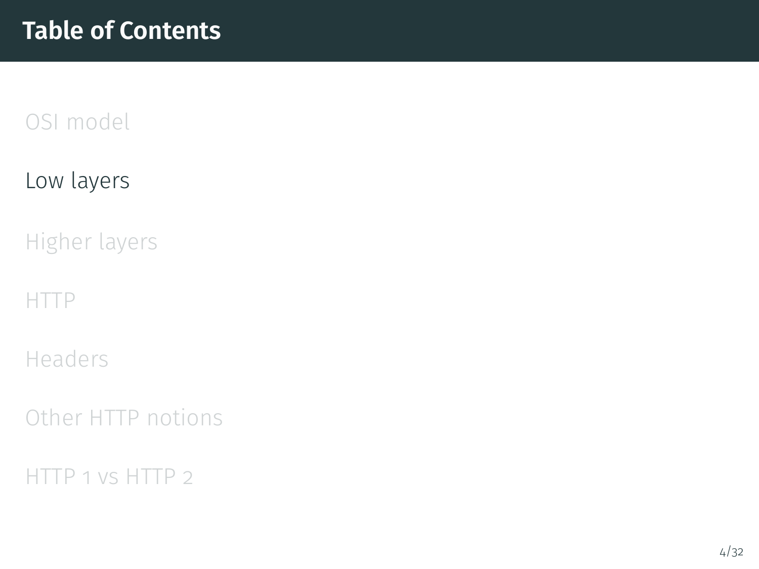# Table of Contents

OSI model

Low layers

Higher layers

HTTP

Headers

Other HTTP notions

HTTP 1 vs HTTP 2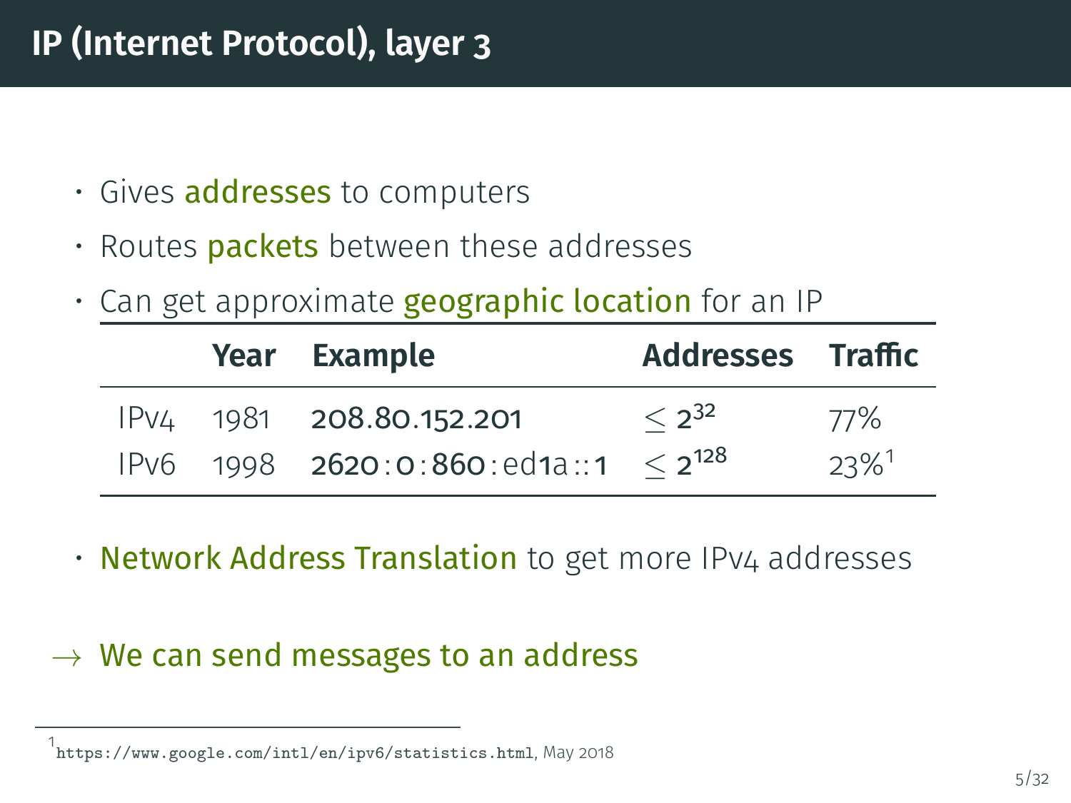# IP (Internet Protocol), layer 3

- Gives **addresses** to computers
- Routes **packets** between these addresses
- Can get approximate **geographic location** for an IP

| | Year | Example | Addresses | Traffic |
|---|---|---|---|---|
| IPv4 | 1981 | 208.80.152.201 | $\leq 2^{32}$ | 77% |
| IPv6 | 1998 | 2620:0:860:ed1a::1 | $\leq 2^{128}$ | 23%[1] |

- **Network Address Translation** to get more IPv4 addresses

→ **We can send messages to an address**

[1] https://www.google.com/intl/en/ipv6/statistics.html, May 2018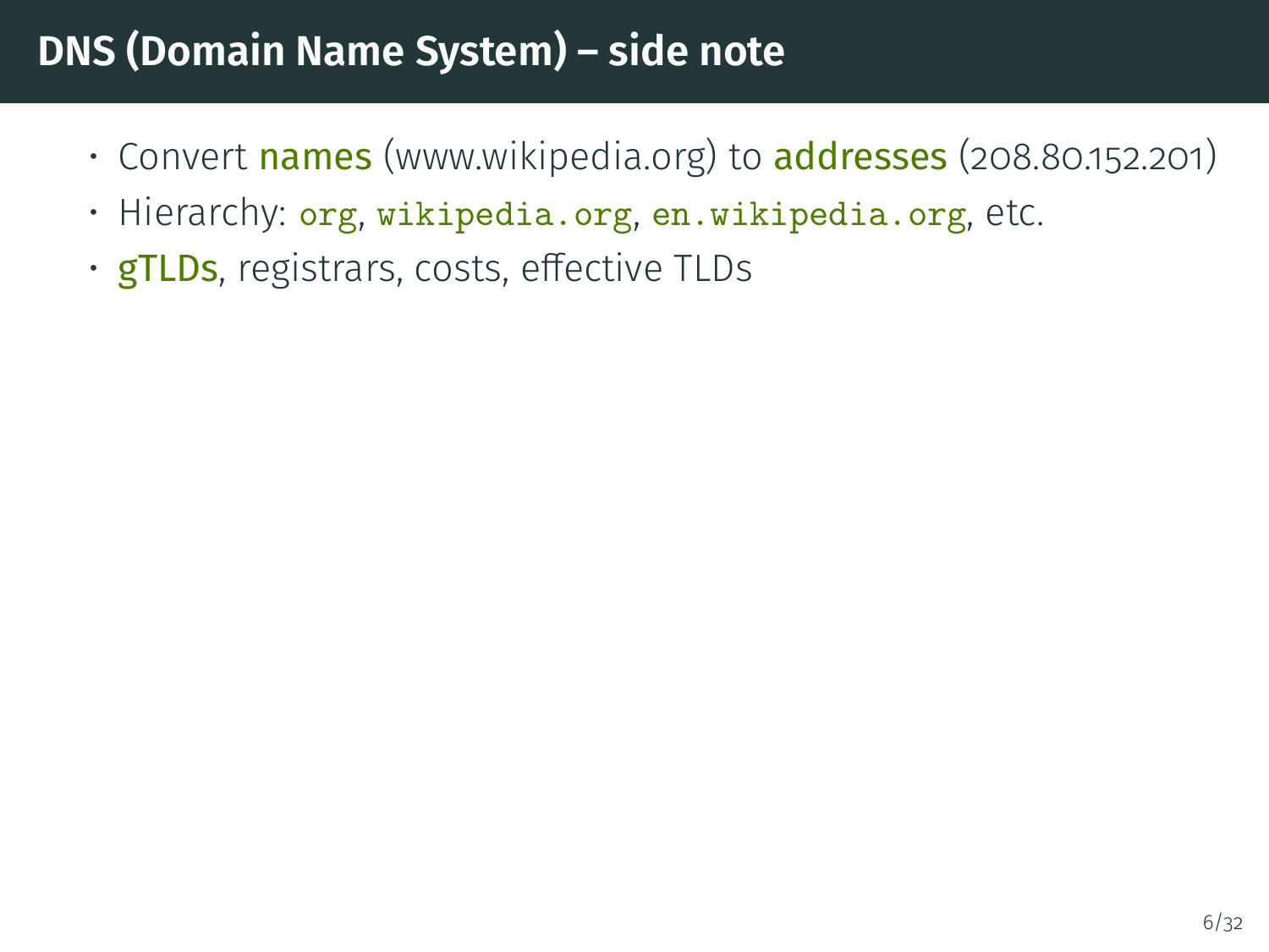# DNS (Domain Name System) – side note

- Convert **names** (www.wikipedia.org) to **addresses** (208.80.152.201)
- Hierarchy: `org`, `wikipedia.org`, `en.wikipedia.org`, etc.
- **gTLDs**, registrars, costs, effective TLDs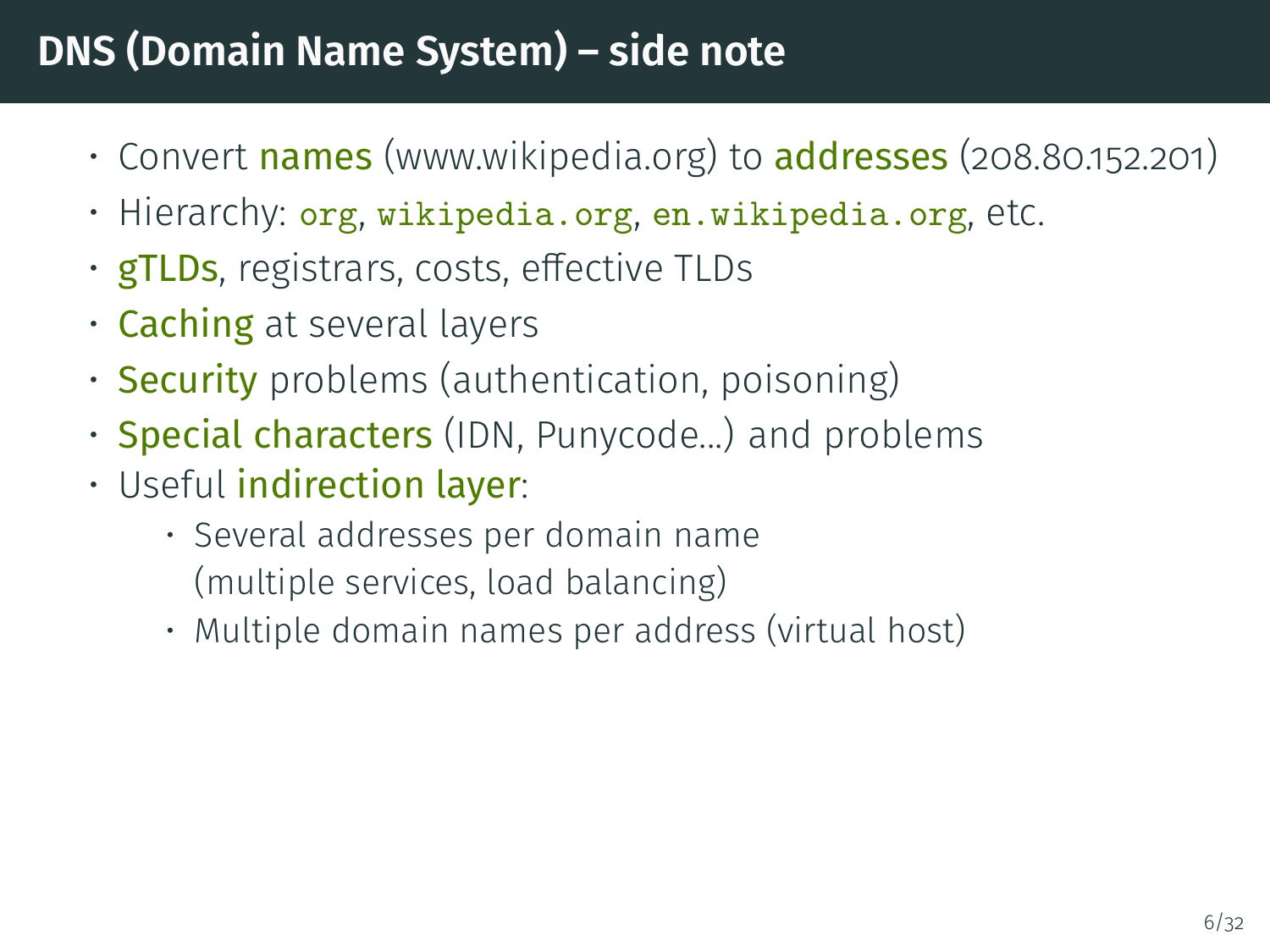# DNS (Domain Name System) – side note

- Convert **names** (www.wikipedia.org) to **addresses** (208.80.152.201)
- Hierarchy: `org`, `wikipedia.org`, `en.wikipedia.org`, etc.
- **gTLDs**, registrars, costs, effective TLDs
- **Caching** at several layers
- **Security** problems (authentication, poisoning)
- **Special characters** (IDN, Punycode…) and problems
- Useful **indirection layer**:
  - Several addresses per domain name (multiple services, load balancing)
  - Multiple domain names per address (virtual host)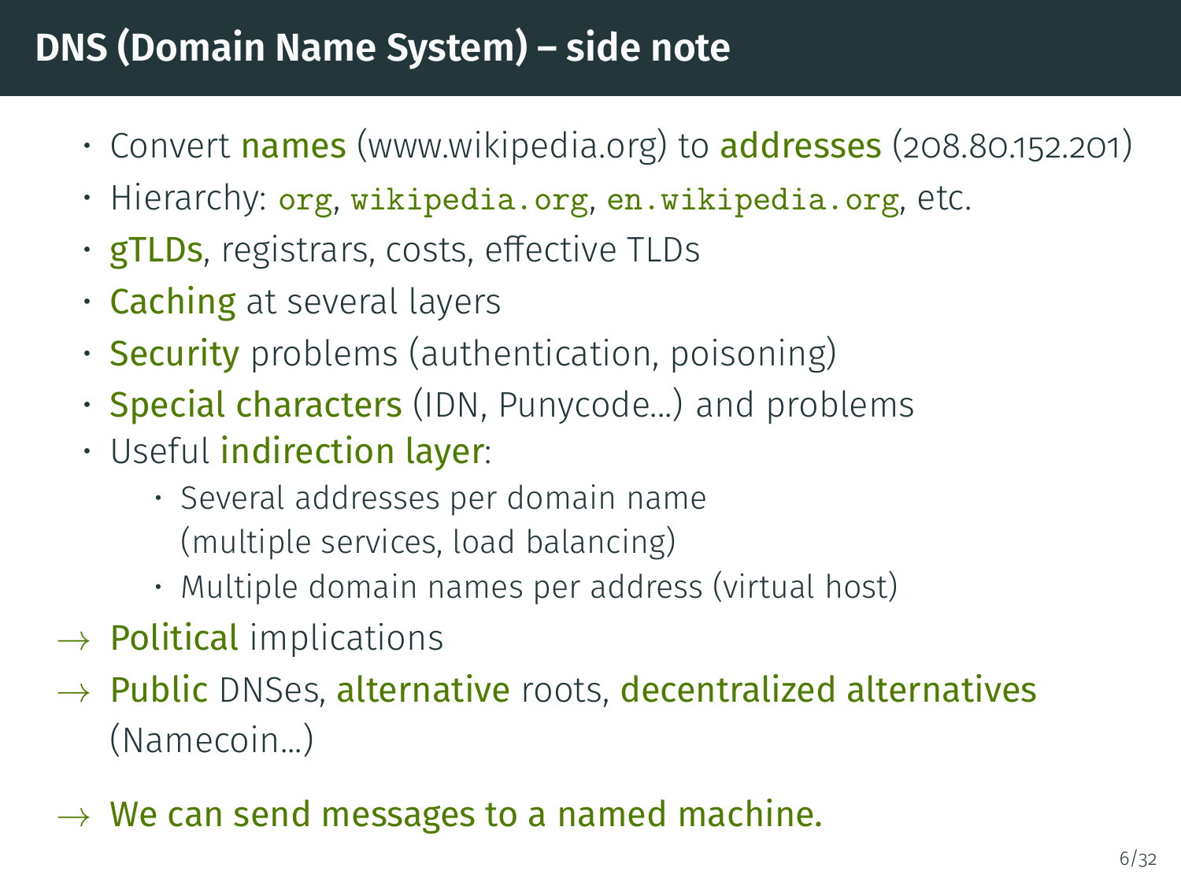# DNS (Domain Name System) – side note

- Convert **names** (www.wikipedia.org) to **addresses** (208.80.152.201)
- Hierarchy: `org`, `wikipedia.org`, `en.wikipedia.org`, etc.
- **gTLDs**, registrars, costs, effective TLDs
- **Caching** at several layers
- **Security** problems (authentication, poisoning)
- **Special characters** (IDN, Punycode...) and problems
- Useful **indirection layer**:
  - Several addresses per domain name (multiple services, load balancing)
  - Multiple domain names per address (virtual host)

→ **Political** implications

→ **Public** DNSes, **alternative** roots, **decentralized alternatives** (Namecoin...)

→ **We can send messages to a named machine.**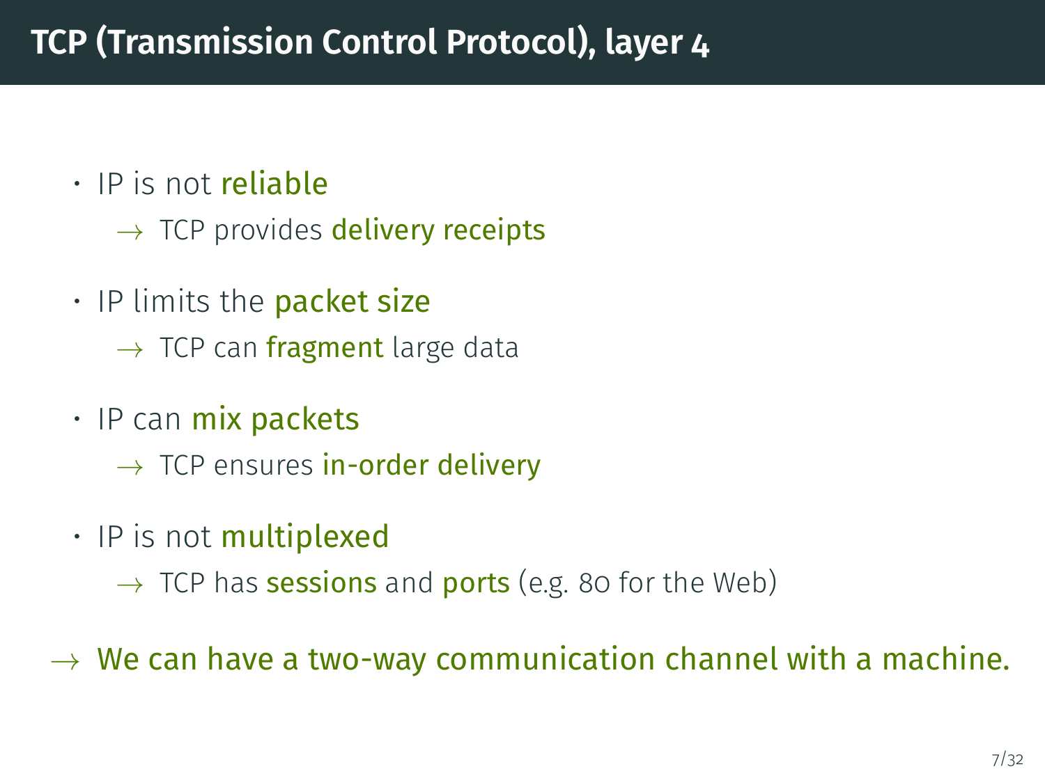# TCP (Transmission Control Protocol), layer 4

- IP is not **reliable**
  - → TCP provides **delivery receipts**
- IP limits the **packet size**
  - → TCP can **fragment** large data
- IP can **mix packets**
  - → TCP ensures **in-order delivery**
- IP is not **multiplexed**
  - → TCP has **sessions** and **ports** (e.g. 80 for the Web)

→ **We can have a two-way communication channel with a machine.**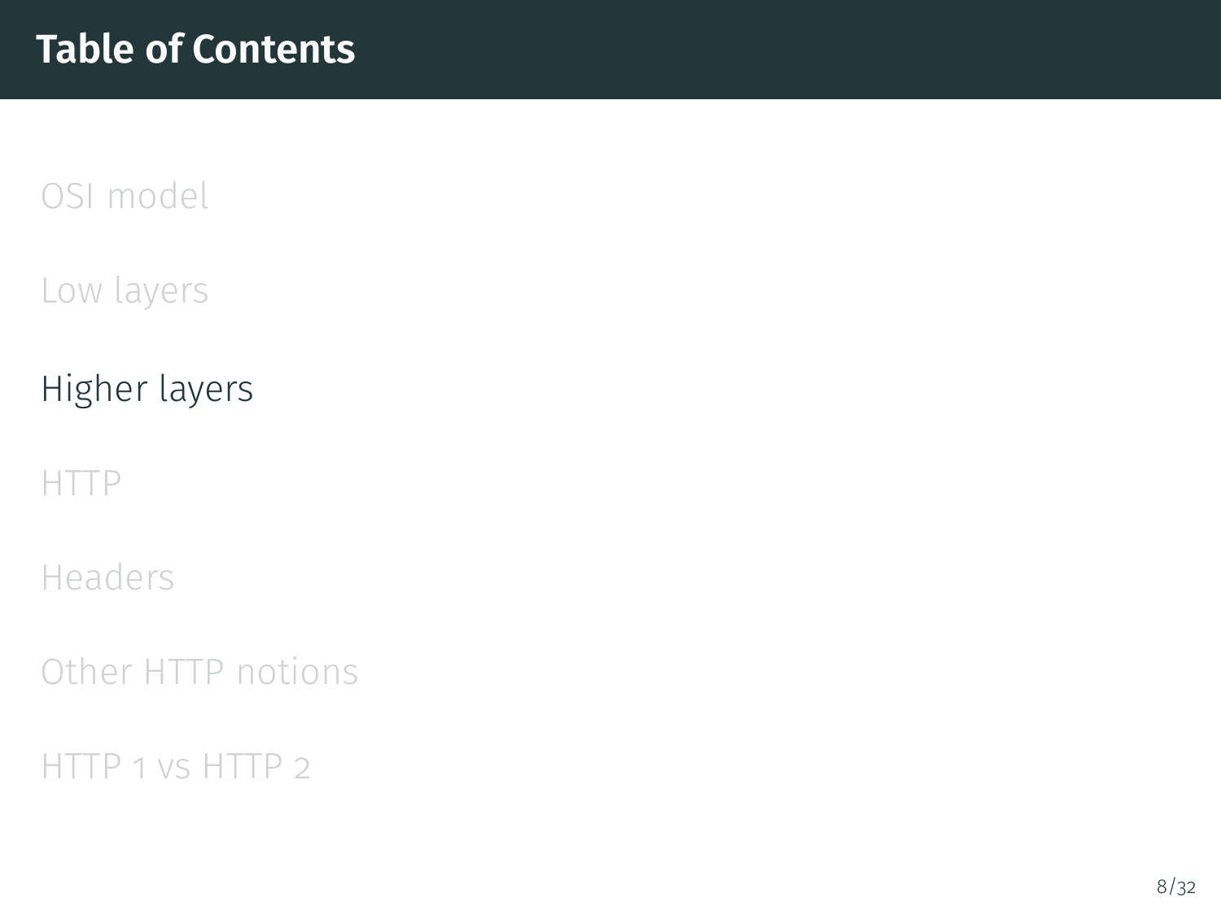# Table of Contents

OSI model

Low layers

Higher layers

HTTP

Headers

Other HTTP notions

HTTP 1 vs HTTP 2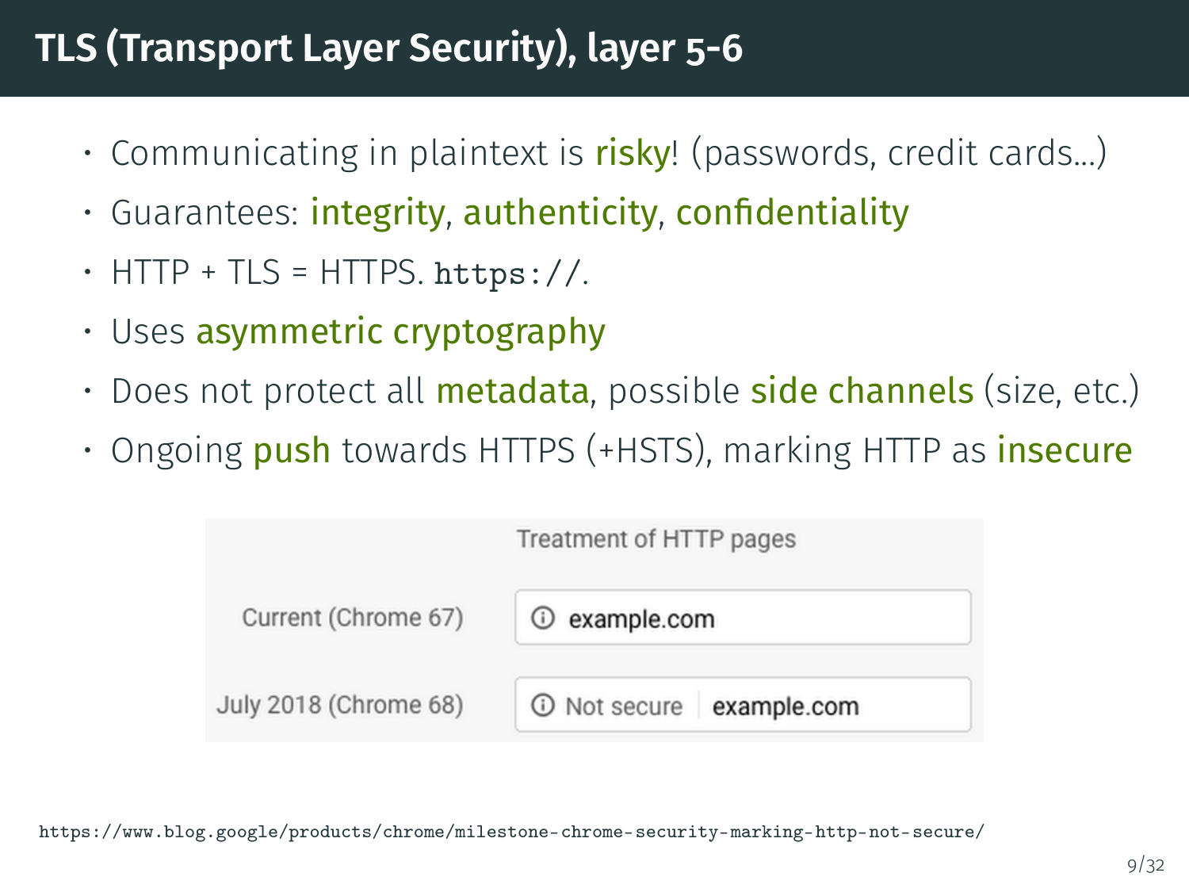# TLS (Transport Layer Security), layer 5-6

- Communicating in plaintext is **risky**! (passwords, credit cards...)
- Guarantees: **integrity**, **authenticity**, **confidentiality**
- HTTP + TLS = HTTPS. `https://`.
- Uses **asymmetric cryptography**
- Does not protect all **metadata**, possible **side channels** (size, etc.)
- Ongoing **push** towards HTTPS (+HSTS), marking HTTP as **insecure**

| | Treatment of HTTP pages |
|---|---|
| Current (Chrome 67) | ⓘ example.com |
| July 2018 (Chrome 68) | ⓘ Not secure \| example.com |

https://www.blog.google/products/chrome/milestone-chrome-security-marking-http-not-secure/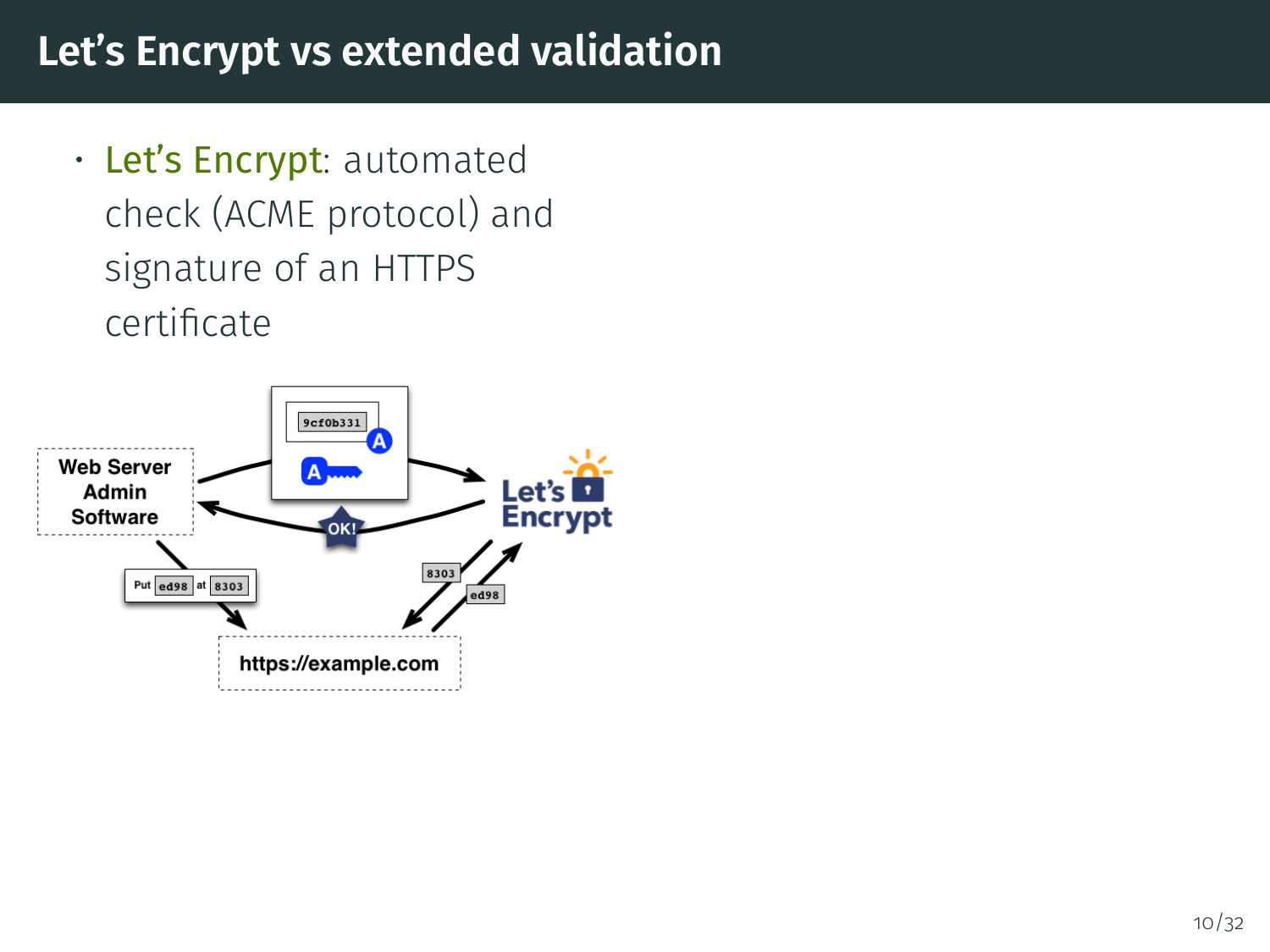# Let's Encrypt vs extended validation

- Let's Encrypt: automated check (ACME protocol) and signature of an HTTPS certificate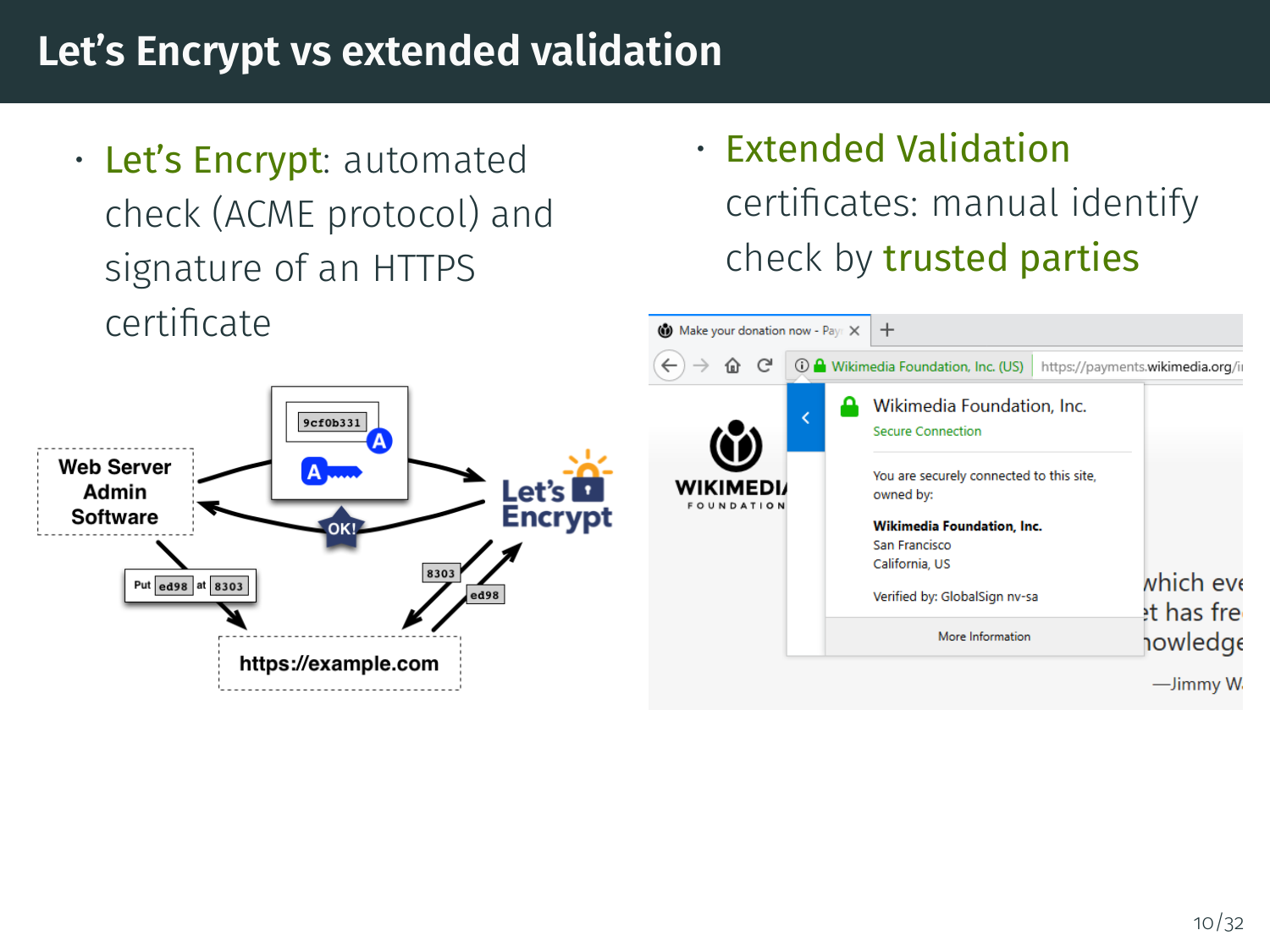# Let's Encrypt vs extended validation

- Let's Encrypt: automated check (ACME protocol) and signature of an HTTPS certificate

- Extended Validation certificates: manual identify check by trusted parties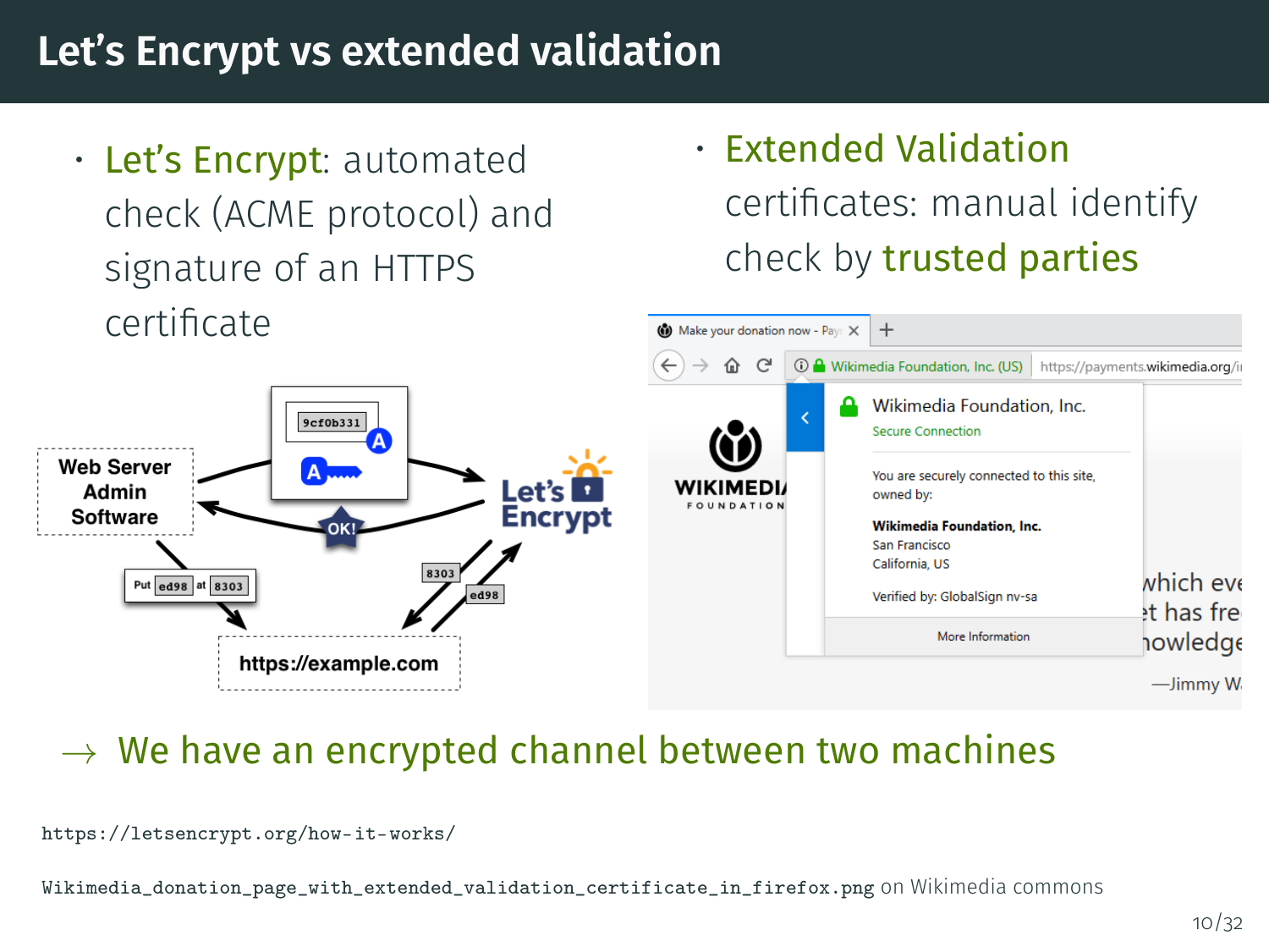# Let's Encrypt vs extended validation

- Let's Encrypt: automated check (ACME protocol) and signature of an HTTPS certificate

- Extended Validation certificates: manual identify check by trusted parties

→ We have an encrypted channel between two machines

https://letsencrypt.org/how-it-works/

Wikimedia_donation_page_with_extended_validation_certificate_in_firefox.png on Wikimedia commons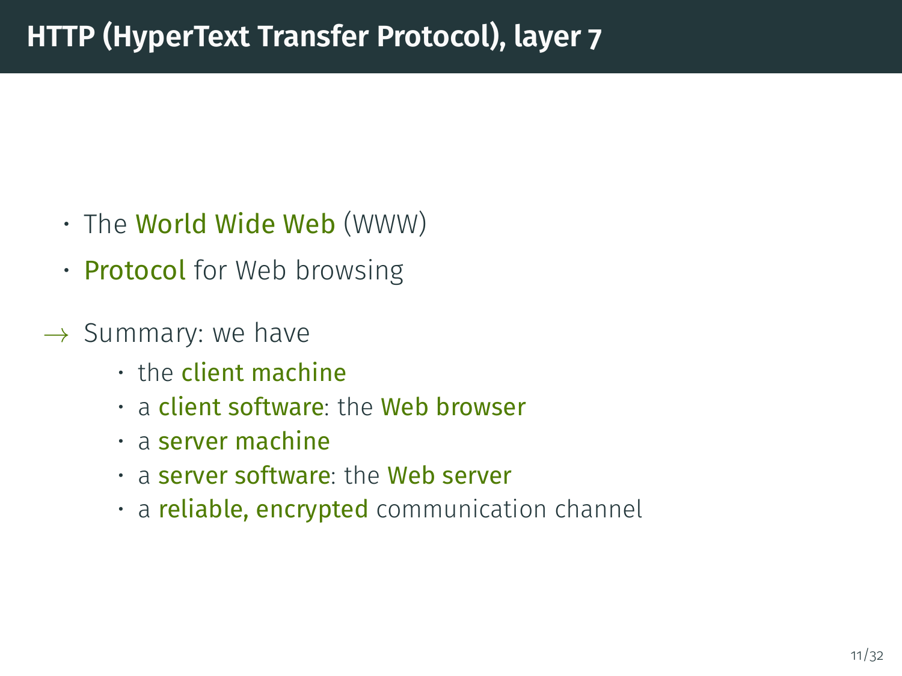# HTTP (HyperText Transfer Protocol), layer 7

- The World Wide Web (WWW)
- Protocol for Web browsing

→ Summary: we have

  - the client machine
  - a client software: the Web browser
  - a server machine
  - a server software: the Web server
  - a reliable, encrypted communication channel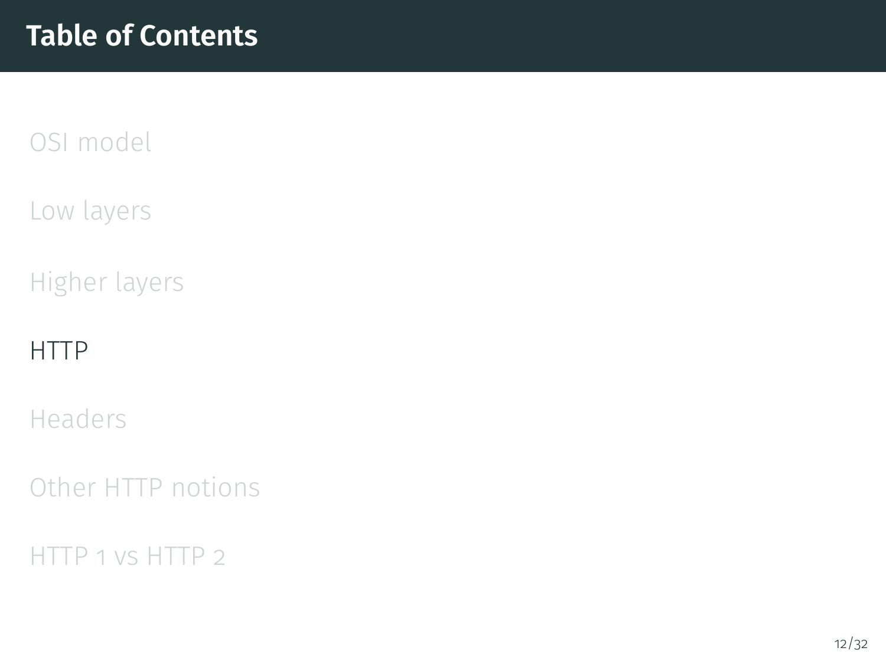# Table of Contents

- OSI model
- Low layers
- Higher layers
- HTTP
- Headers
- Other HTTP notions
- HTTP 1 vs HTTP 2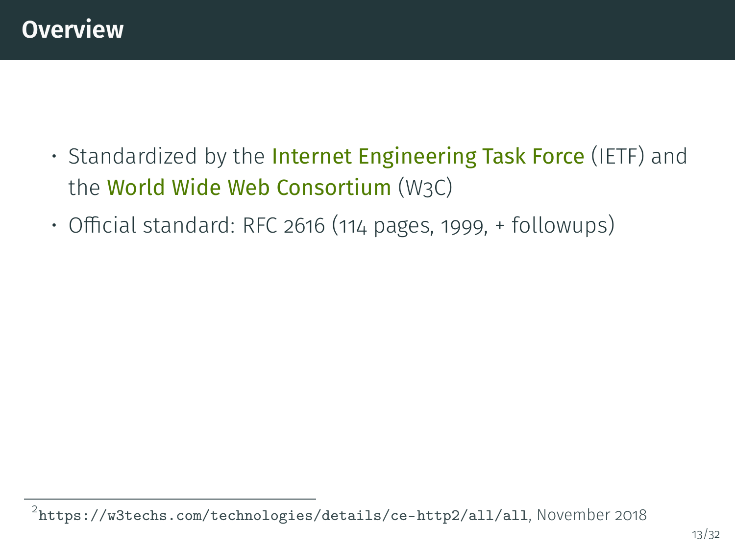# Overview

- Standardized by the Internet Engineering Task Force (IETF) and the World Wide Web Consortium (W3C)
- Official standard: RFC 2616 (114 pages, 1999, + followups)

[2] https://w3techs.com/technologies/details/ce-http2/all/all, November 2018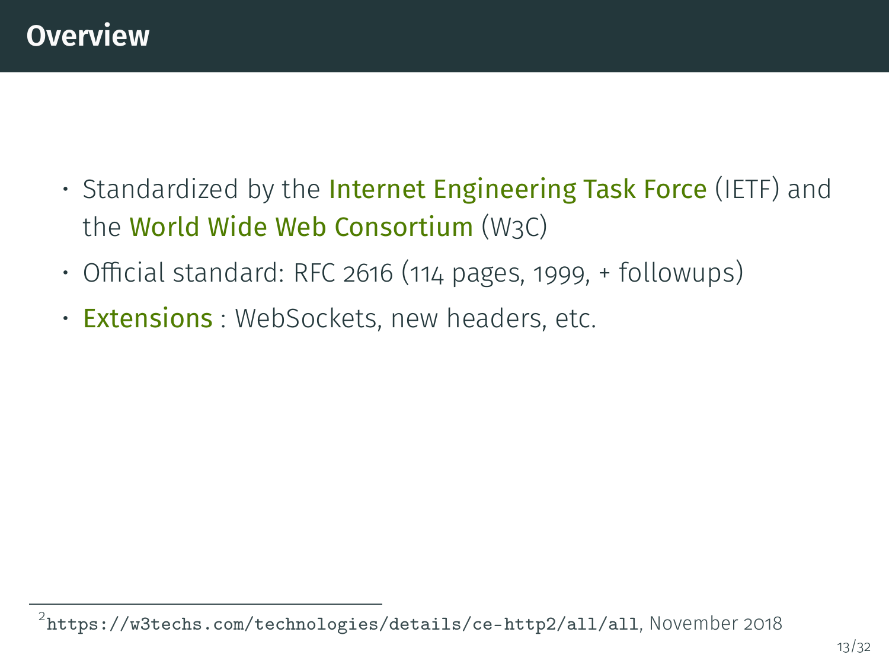# Overview

- Standardized by the Internet Engineering Task Force (IETF) and the World Wide Web Consortium (W3C)
- Official standard: RFC 2616 (114 pages, 1999, + followups)
- Extensions : WebSockets, new headers, etc.

[2] `https://w3techs.com/technologies/details/ce-http2/all/all`, November 2018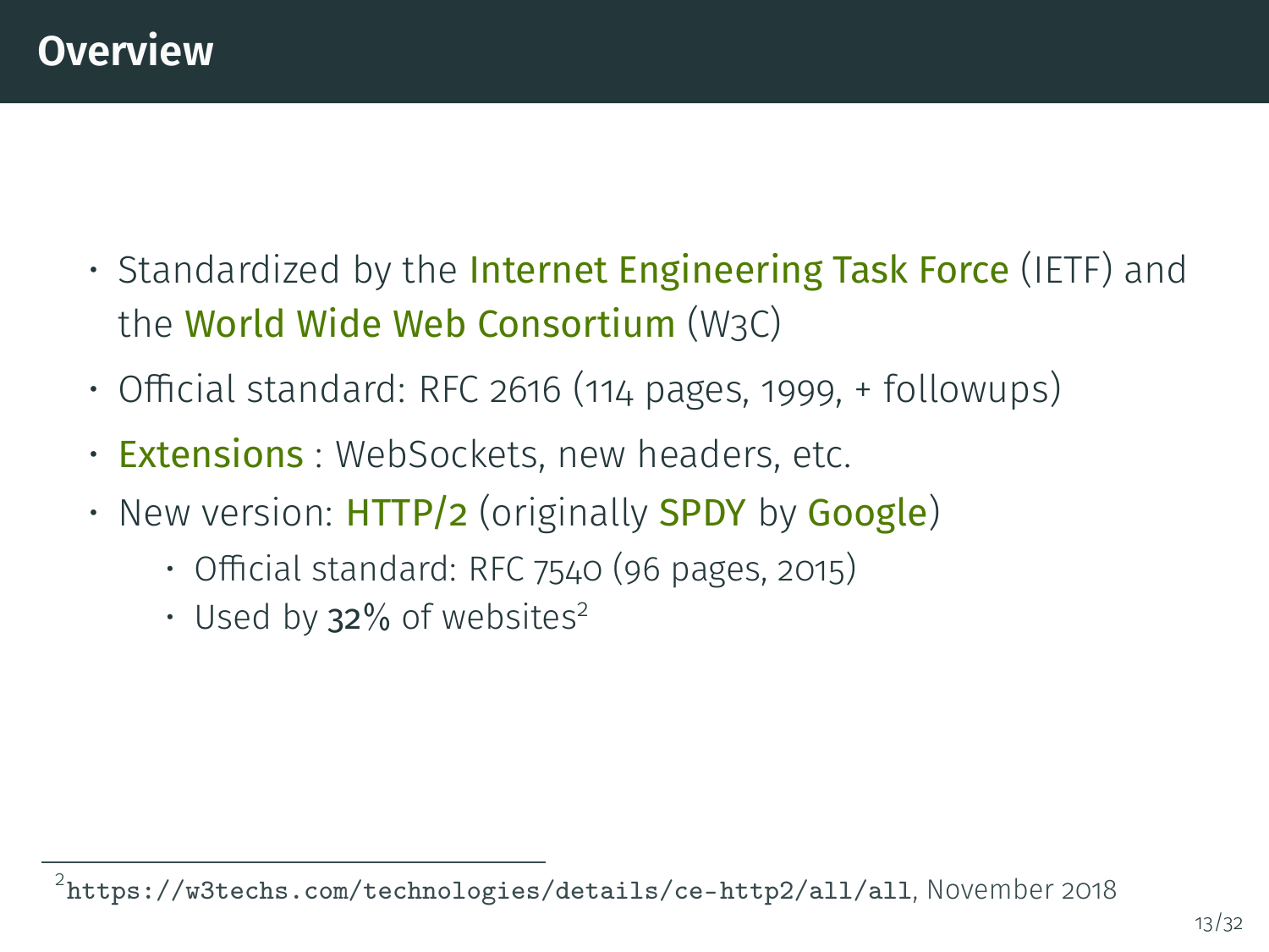# Overview

- Standardized by the Internet Engineering Task Force (IETF) and the World Wide Web Consortium (W3C)
- Official standard: RFC 2616 (114 pages, 1999, + followups)
- Extensions : WebSockets, new headers, etc.
- New version: HTTP/2 (originally SPDY by Google)
  - Official standard: RFC 7540 (96 pages, 2015)
  - Used by **32%** of websites[2]

[2] `https://w3techs.com/technologies/details/ce-http2/all/all`, November 2018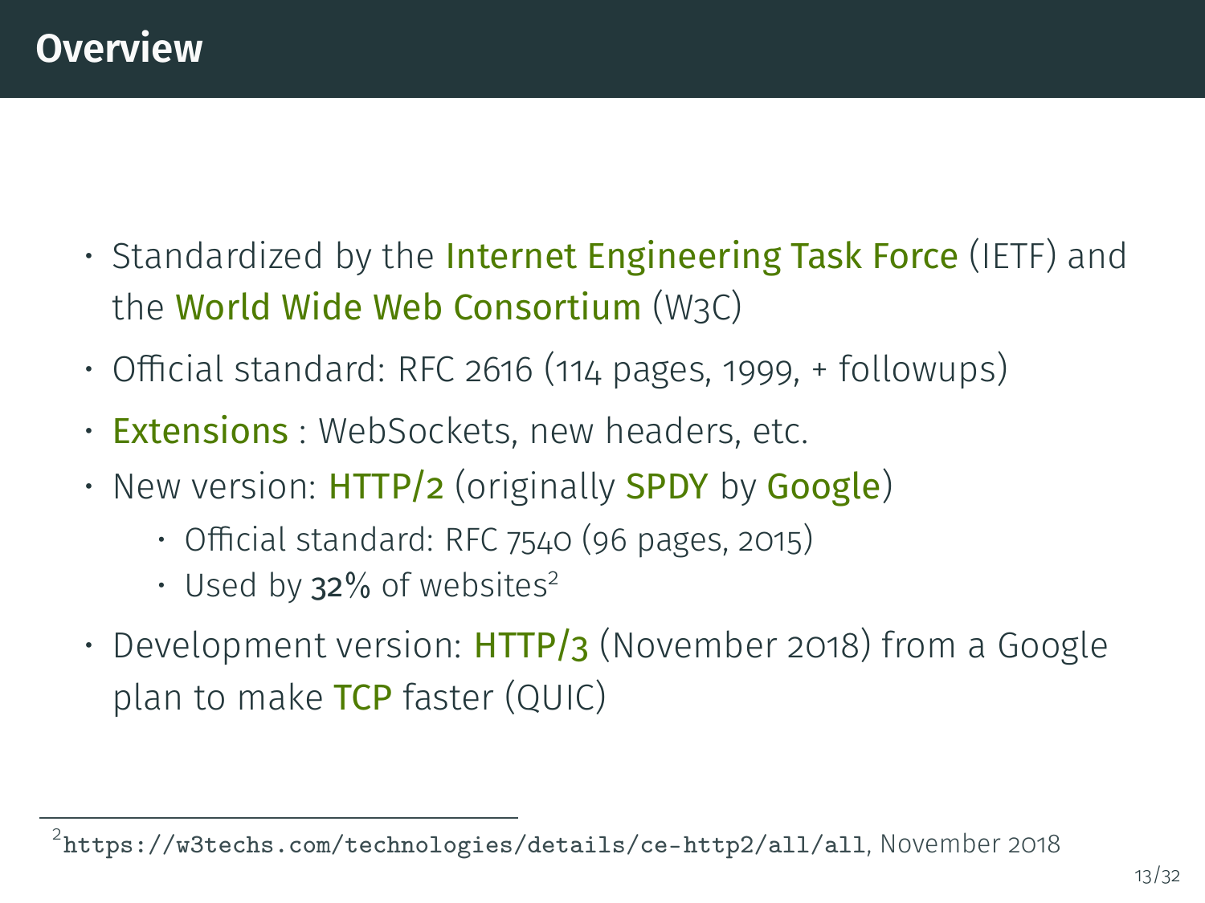## Overview

- Standardized by the Internet Engineering Task Force (IETF) and the World Wide Web Consortium (W3C)
- Official standard: RFC 2616 (114 pages, 1999, + followups)
- Extensions : WebSockets, new headers, etc.
- New version: HTTP/2 (originally SPDY by Google)
  - Official standard: RFC 7540 (96 pages, 2015)
  - Used by **32%** of websites[2]
- Development version: HTTP/3 (November 2018) from a Google plan to make TCP faster (QUIC)

[2] `https://w3techs.com/technologies/details/ce-http2/all/all`, November 2018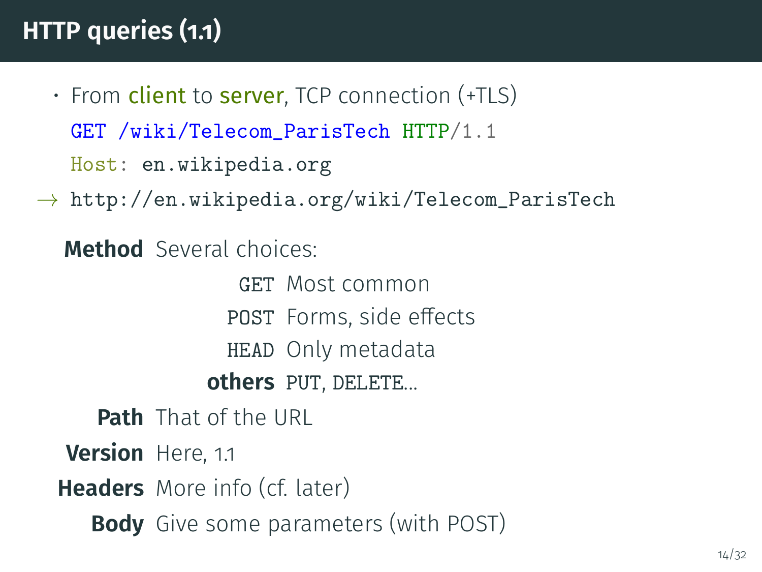# HTTP queries (1.1)

- From client to server, TCP connection (+TLS)

```
GET /wiki/Telecom_ParisTech HTTP/1.1
Host: en.wikipedia.org
```

→ `http://en.wikipedia.org/wiki/Telecom_ParisTech`

**Method** Several choices:

| | |
|---|---|
| `GET` | Most common |
| `POST` | Forms, side effects |
| `HEAD` | Only metadata |
| **others** | `PUT`, `DELETE`... |

**Path** That of the URL

**Version** Here, 1.1

**Headers** More info (cf. later)

**Body** Give some parameters (with POST)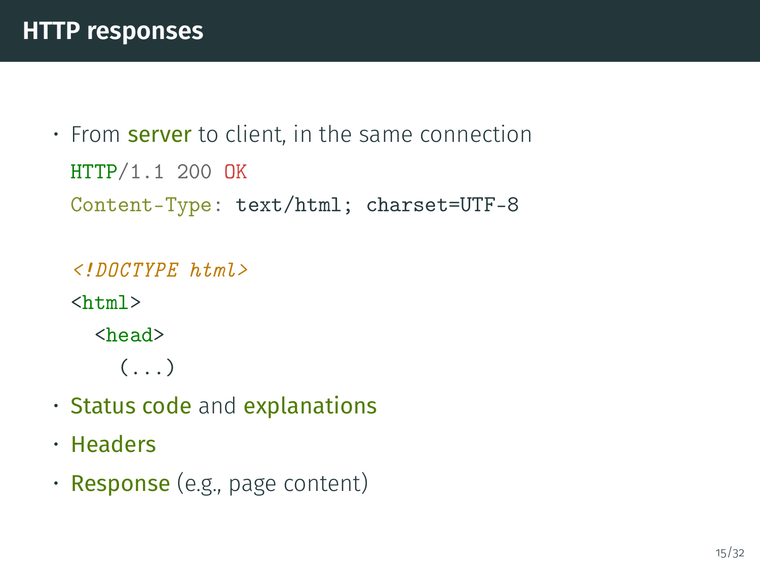# HTTP responses

- From **server** to client, in the same connection

```
HTTP/1.1 200 OK
Content-Type: text/html; charset=UTF-8

<!DOCTYPE html>
<html>
  <head>
    (...)
```

- **Status code** and **explanations**
- **Headers**
- **Response** (e.g., page content)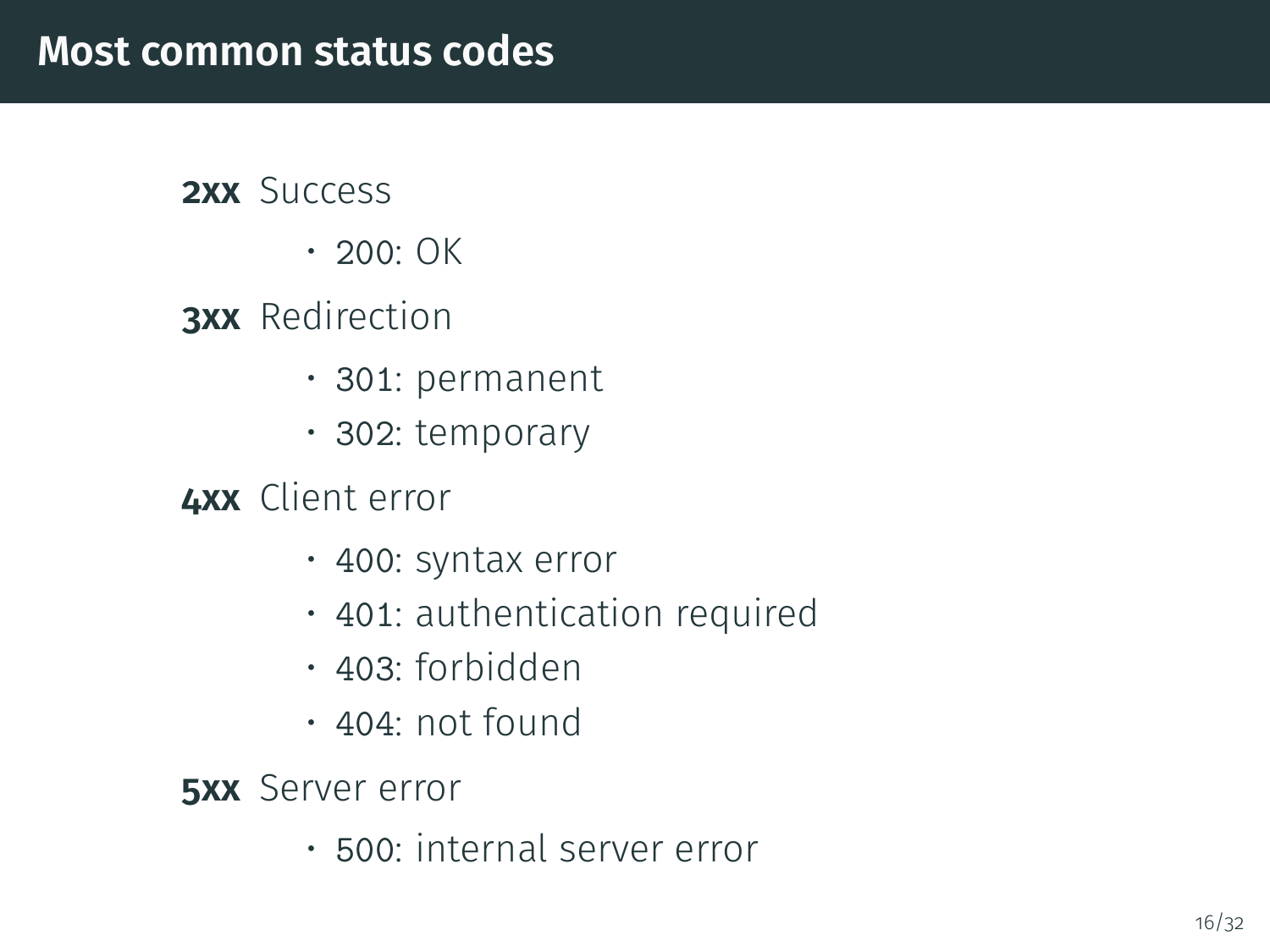# Most common status codes

**2xx** Success

- 200: OK

**3xx** Redirection

- 301: permanent
- 302: temporary

**4xx** Client error

- 400: syntax error
- 401: authentication required
- 403: forbidden
- 404: not found

**5xx** Server error

- 500: internal server error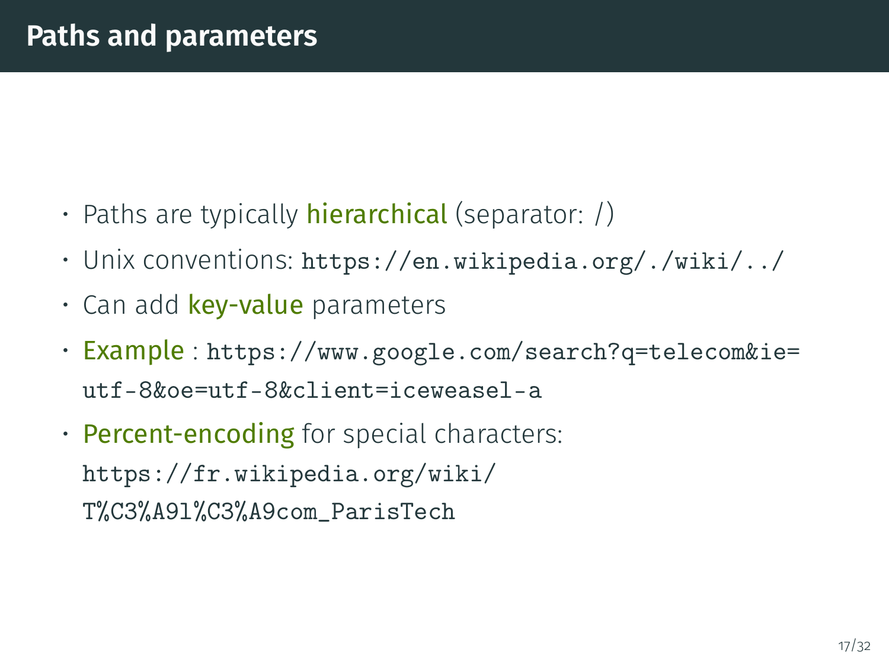# Paths and parameters

- Paths are typically **hierarchical** (separator: /)
- Unix conventions: `https://en.wikipedia.org/./wiki/../`
- Can add **key-value** parameters
- **Example** : `https://www.google.com/search?q=telecom&ie=utf-8&oe=utf-8&client=iceweasel-a`
- **Percent-encoding** for special characters: `https://fr.wikipedia.org/wiki/T%C3%A9l%C3%A9com_ParisTech`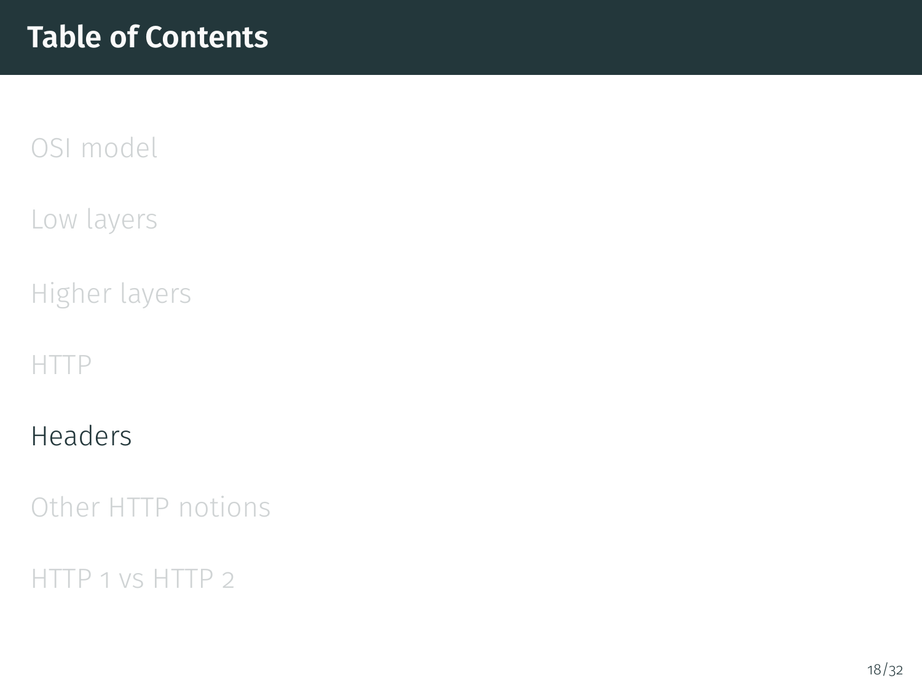# Table of Contents

OSI model

Low layers

Higher layers

HTTP

Headers

Other HTTP notions

HTTP 1 vs HTTP 2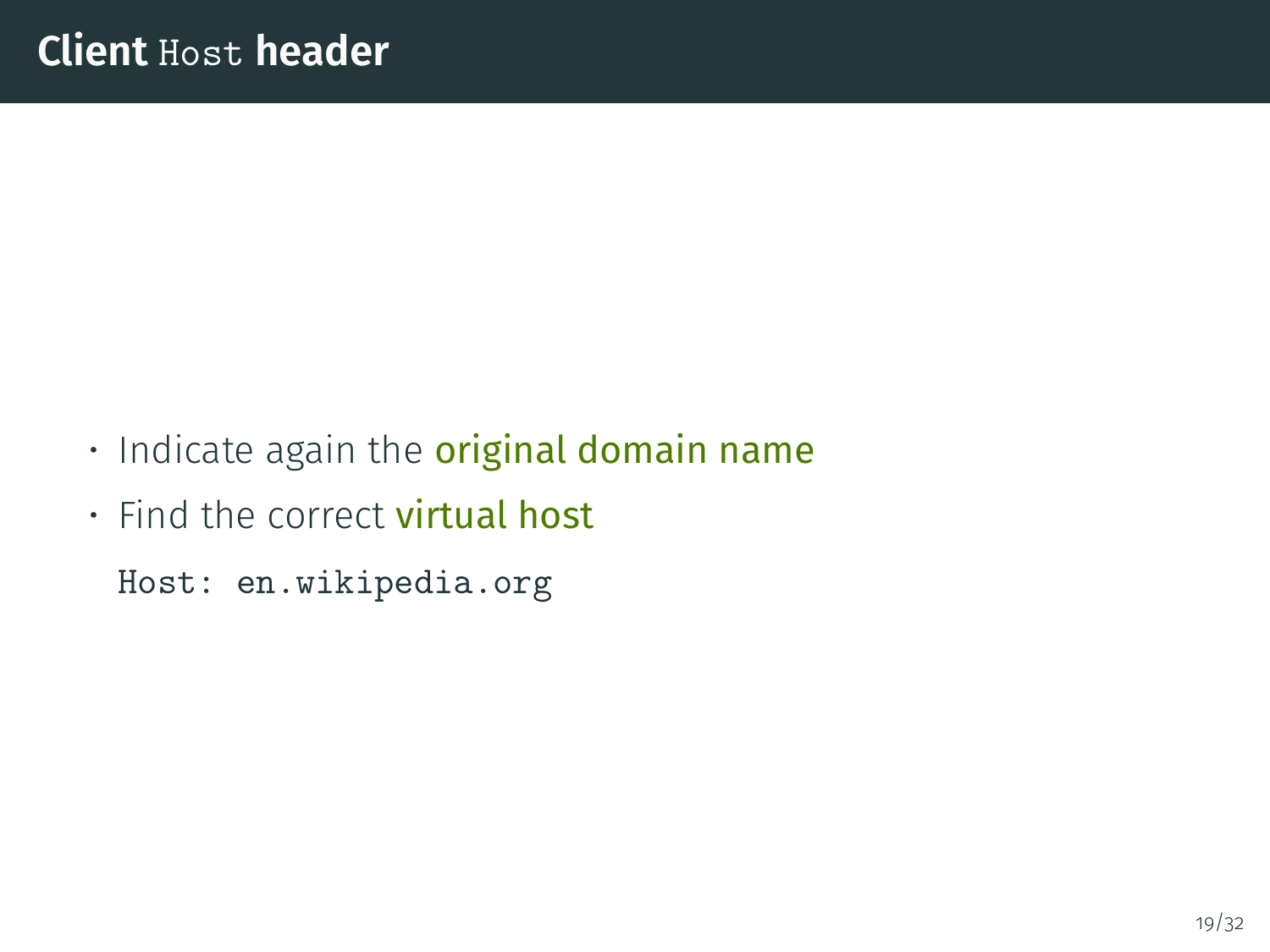# Client `Host` header

- Indicate again the **original domain name**
- Find the correct **virtual host**

```
Host: en.wikipedia.org
```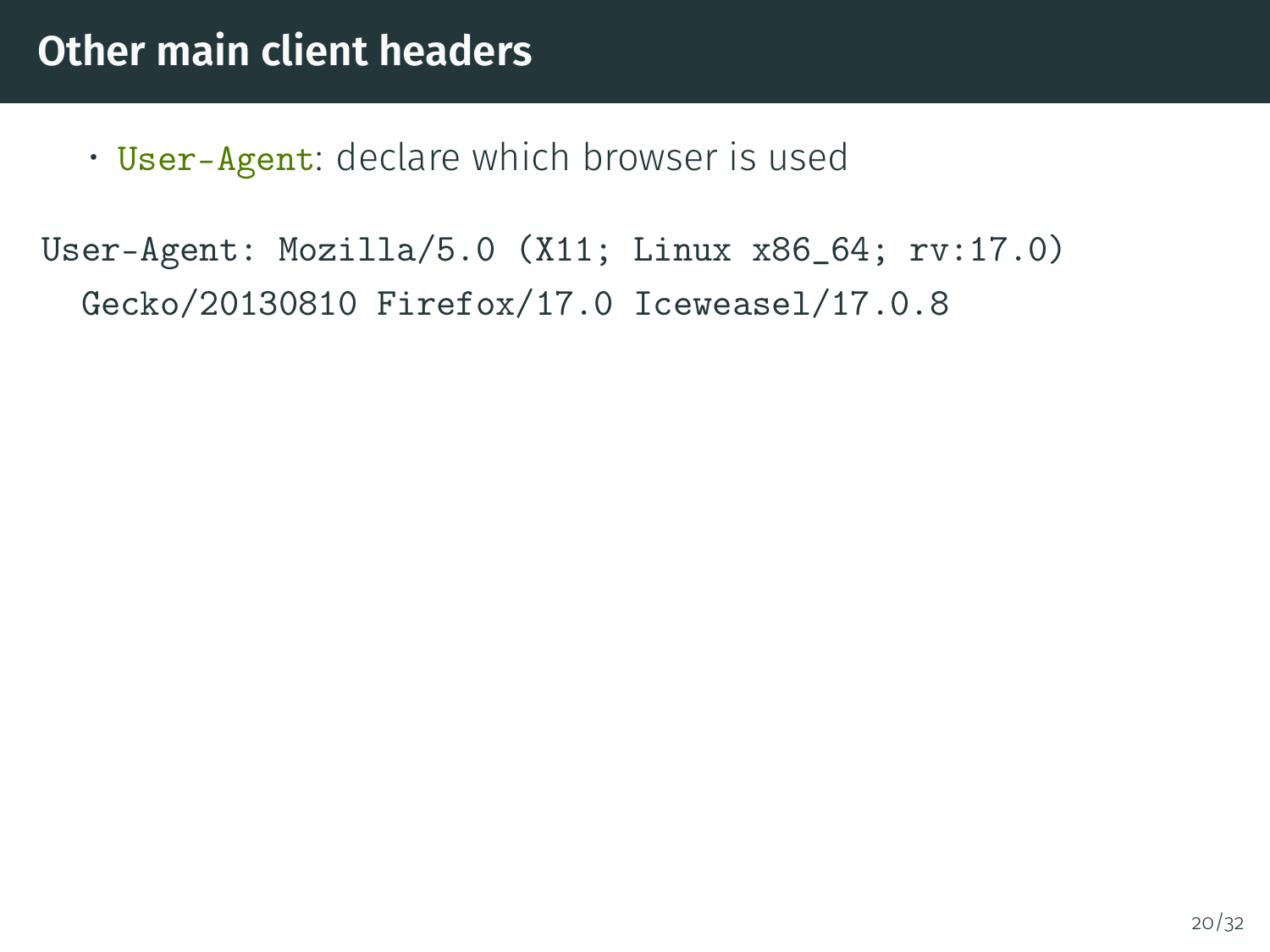# Other main client headers

- `User-Agent`: declare which browser is used

```
User-Agent: Mozilla/5.0 (X11; Linux x86_64; rv:17.0)
  Gecko/20130810 Firefox/17.0 Iceweasel/17.0.8
```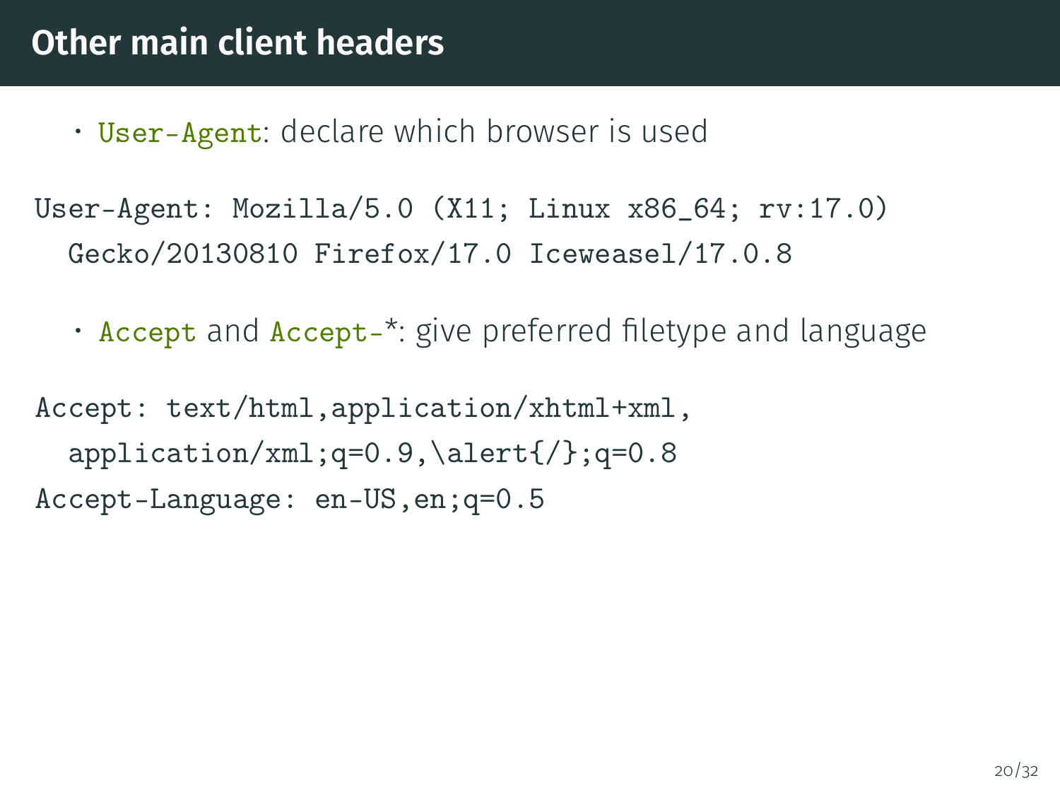# Other main client headers

- `User-Agent`: declare which browser is used

```
User-Agent: Mozilla/5.0 (X11; Linux x86_64; rv:17.0)
  Gecko/20130810 Firefox/17.0 Iceweasel/17.0.8
```

- `Accept` and `Accept-*`: give preferred filetype and language

```
Accept: text/html,application/xhtml+xml,
  application/xml;q=0.9,\alert{/};q=0.8
Accept-Language: en-US,en;q=0.5
```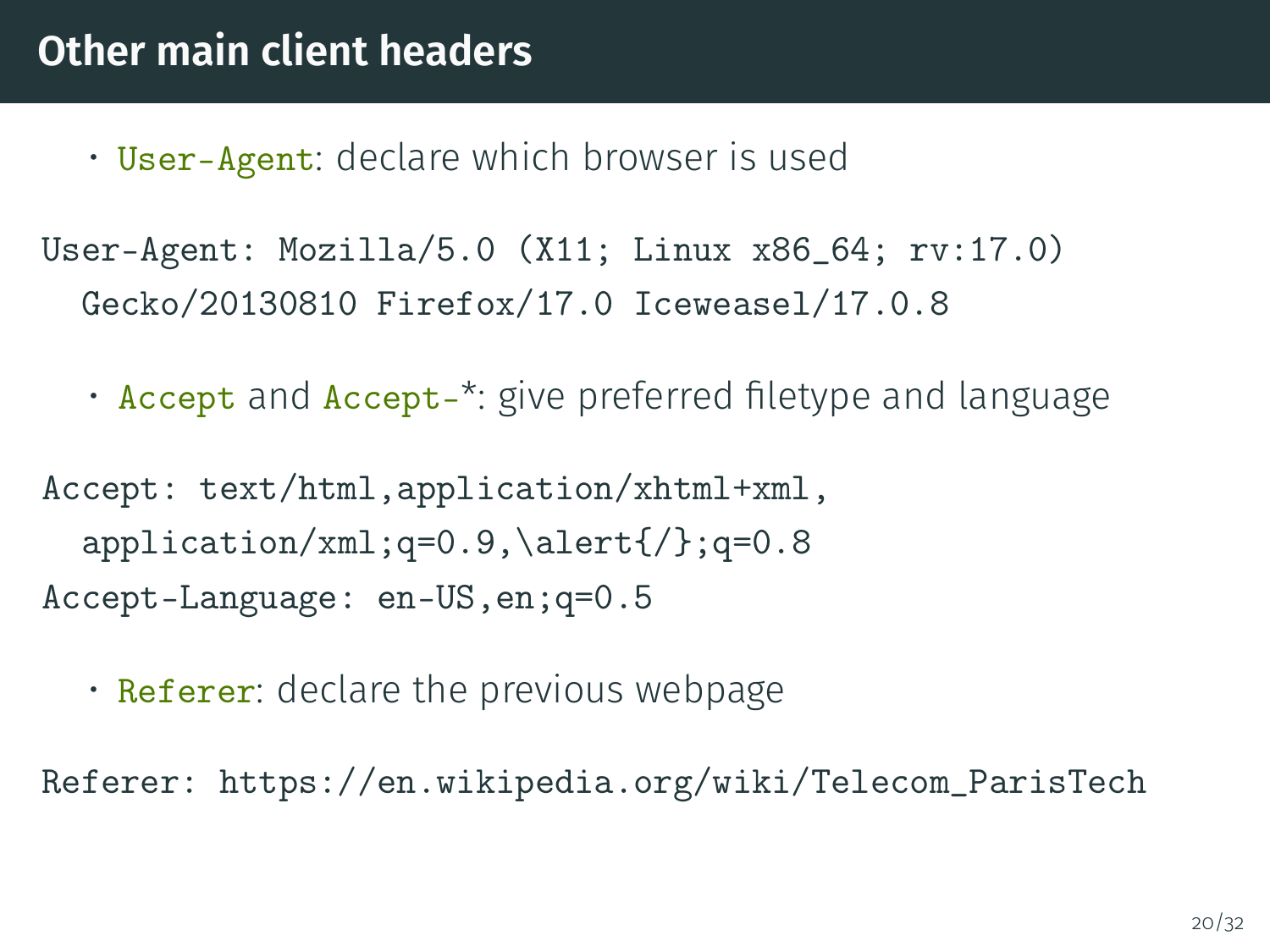# Other main client headers

- User-Agent: declare which browser is used

```
User-Agent: Mozilla/5.0 (X11; Linux x86_64; rv:17.0)
  Gecko/20130810 Firefox/17.0 Iceweasel/17.0.8
```

- Accept and Accept-*: give preferred filetype and language

```
Accept: text/html,application/xhtml+xml,
  application/xml;q=0.9,\alert{/};q=0.8
Accept-Language: en-US,en;q=0.5
```

- Referer: declare the previous webpage

```
Referer: https://en.wikipedia.org/wiki/Telecom_ParisTech
```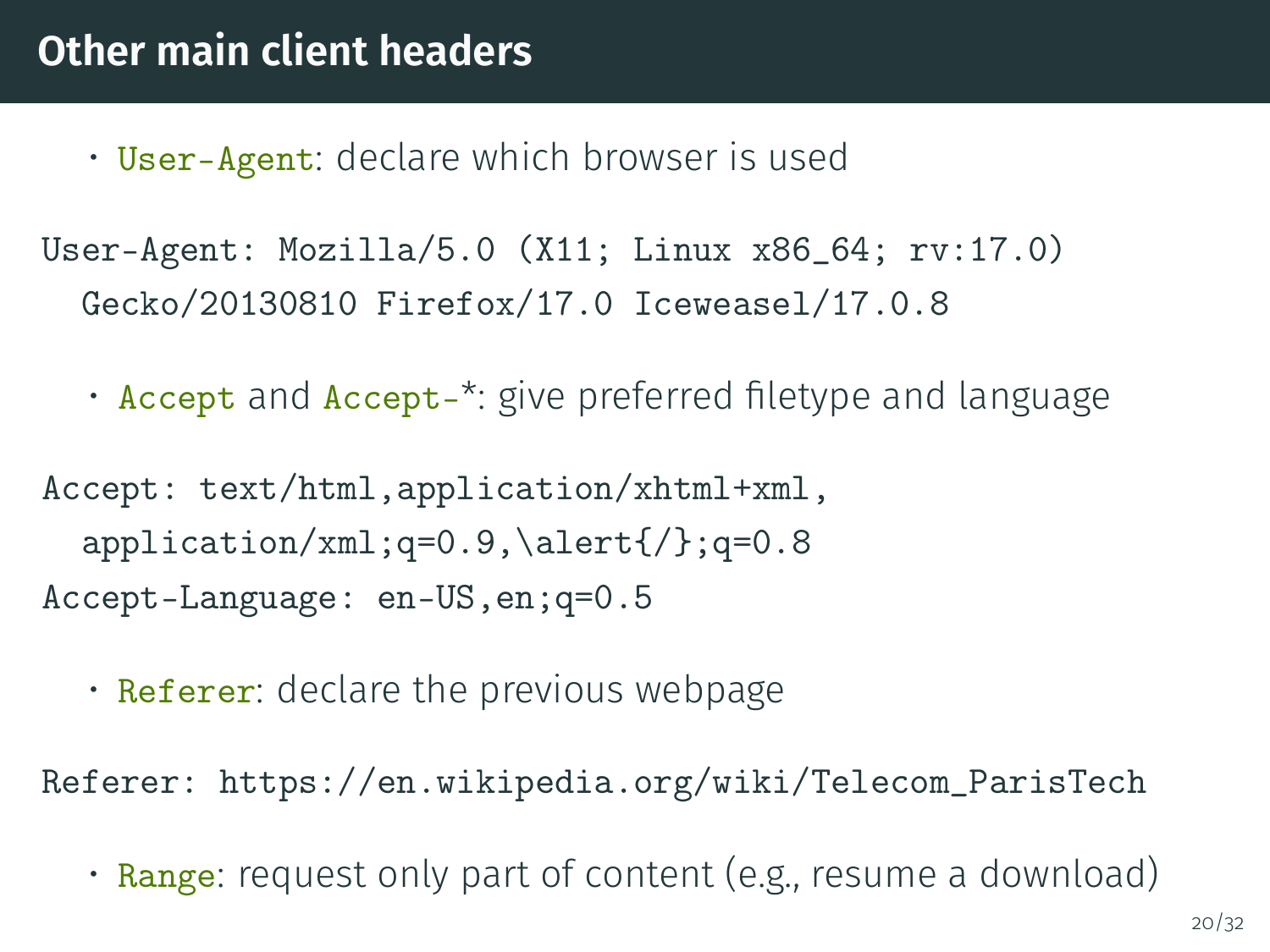## Other main client headers

- `User-Agent`: declare which browser is used

```
User-Agent: Mozilla/5.0 (X11; Linux x86_64; rv:17.0)
  Gecko/20130810 Firefox/17.0 Iceweasel/17.0.8
```

- `Accept` and `Accept-*`: give preferred filetype and language

```
Accept: text/html,application/xhtml+xml,
  application/xml;q=0.9,\alert{/};q=0.8
Accept-Language: en-US,en;q=0.5
```

- `Referer`: declare the previous webpage

```
Referer: https://en.wikipedia.org/wiki/Telecom_ParisTech
```

- `Range`: request only part of content (e.g., resume a download)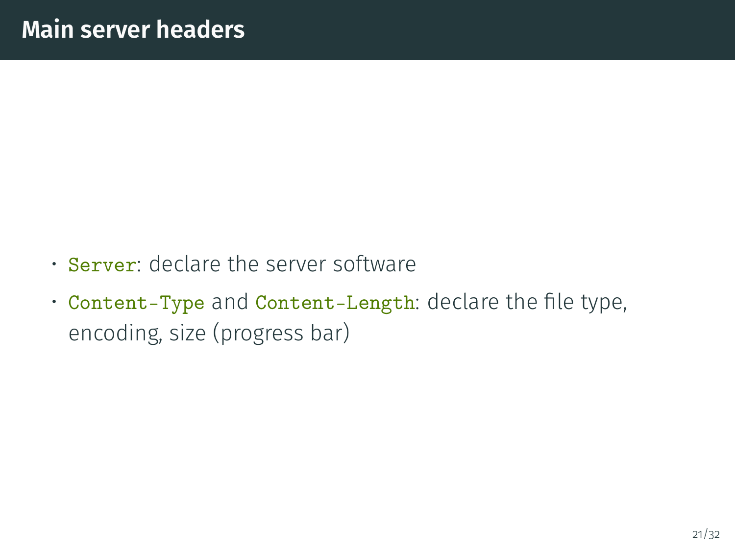# Main server headers

- `Server`: declare the server software
- `Content-Type` and `Content-Length`: declare the file type, encoding, size (progress bar)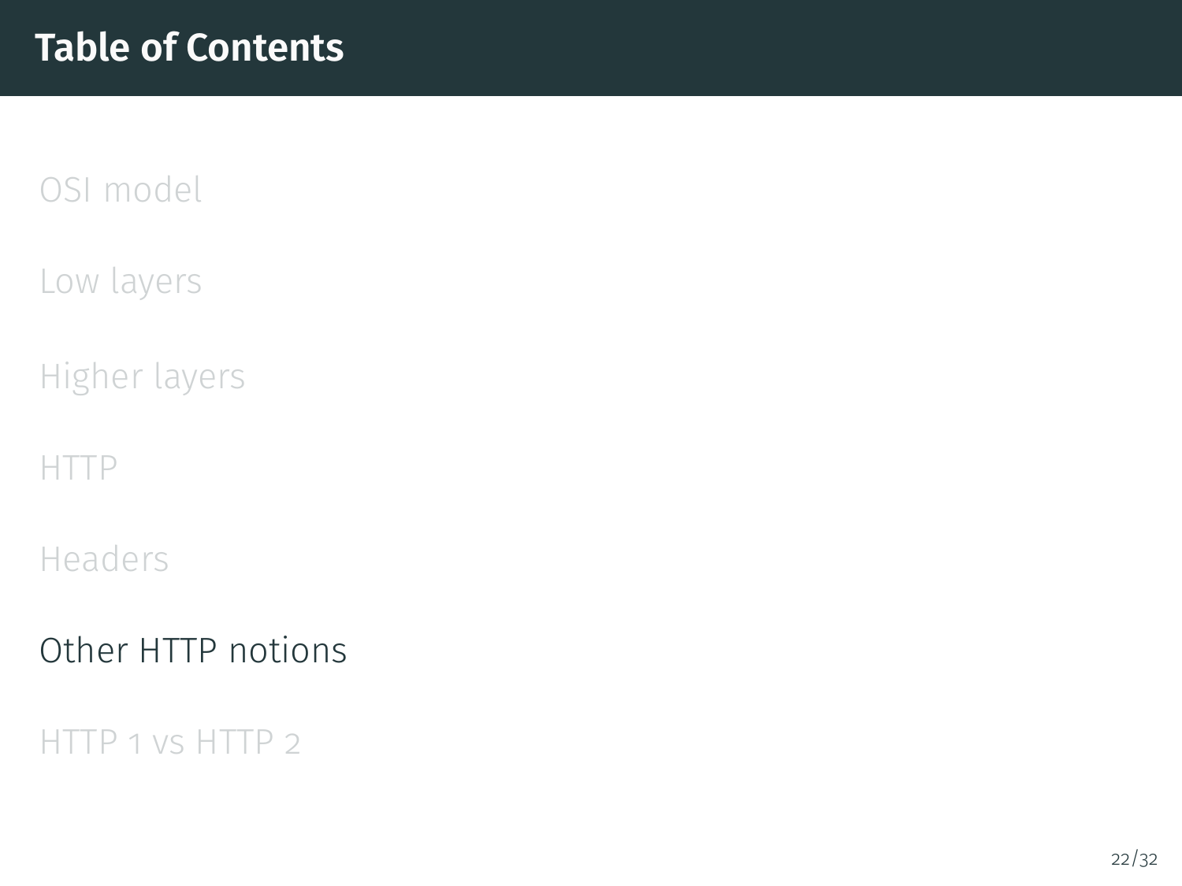# Table of Contents

OSI model

Low layers

Higher layers

HTTP

Headers

Other HTTP notions

HTTP 1 vs HTTP 2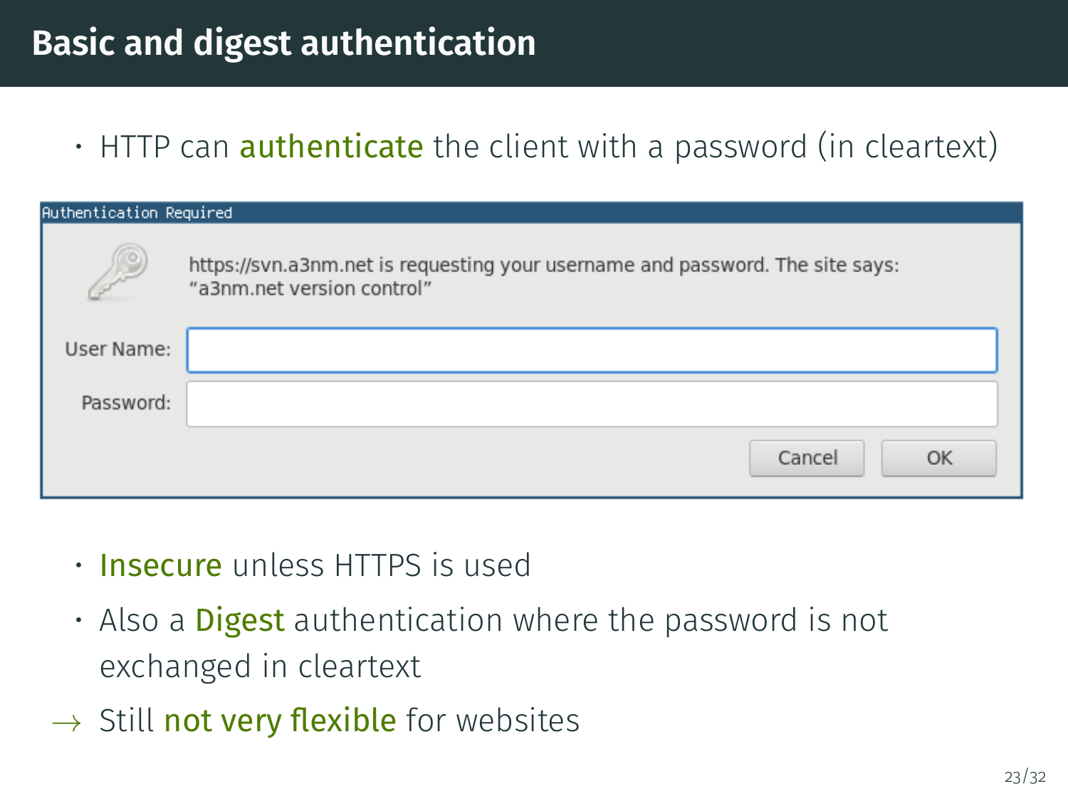# Basic and digest authentication

- HTTP can **authenticate** the client with a password (in cleartext)

Authentication Required

https://svn.a3nm.net is requesting your username and password. The site says: "a3nm.net version control"

User Name:

Password:

Cancel OK

- **Insecure** unless HTTPS is used
- Also a **Digest** authentication where the password is not exchanged in cleartext

→ Still **not very flexible** for websites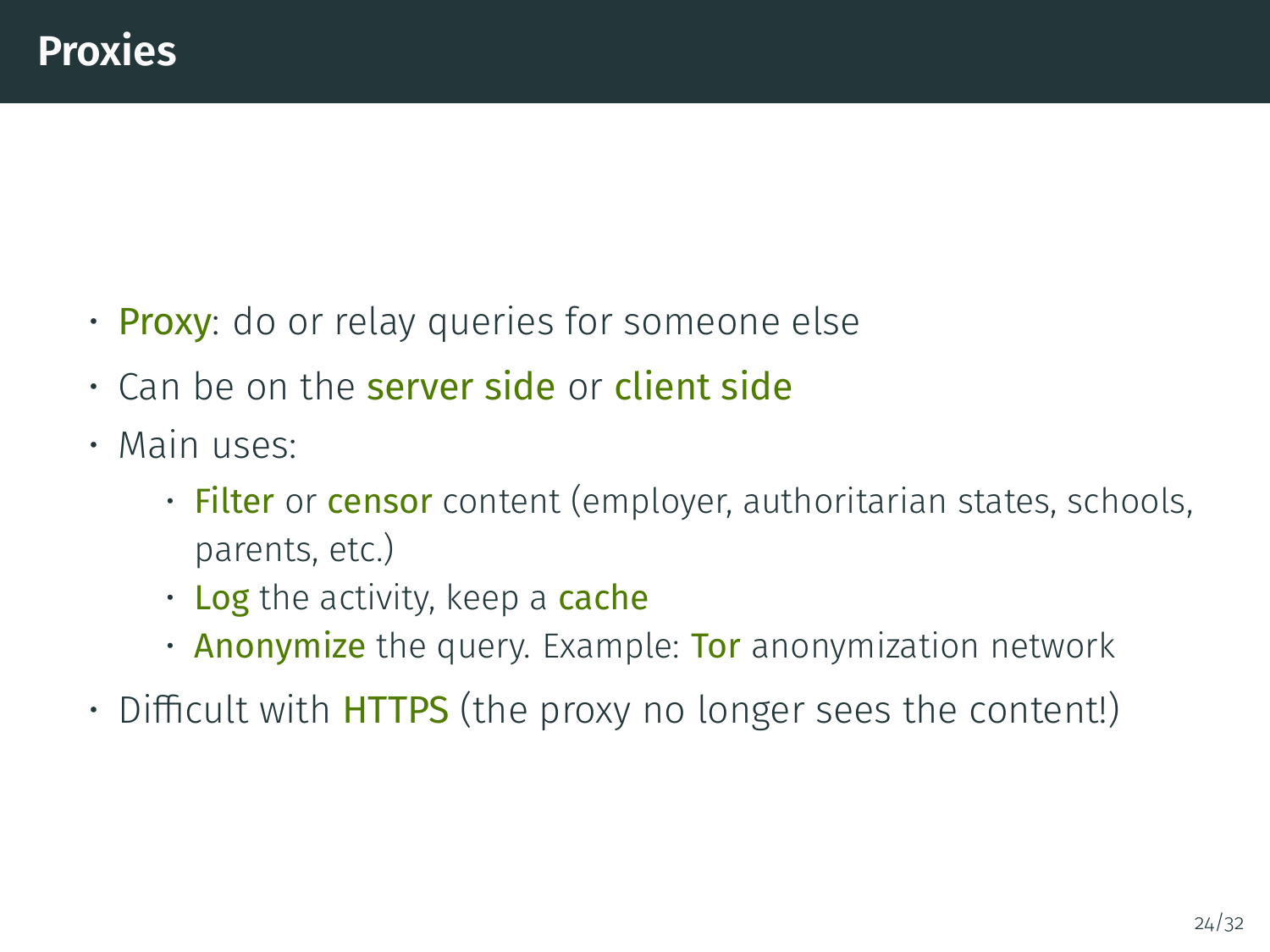# Proxies

- **Proxy**: do or relay queries for someone else
- Can be on the **server side** or **client side**
- Main uses:
  - **Filter** or **censor** content (employer, authoritarian states, schools, parents, etc.)
  - **Log** the activity, keep a **cache**
  - **Anonymize** the query. Example: **Tor** anonymization network
- Difficult with **HTTPS** (the proxy no longer sees the content!)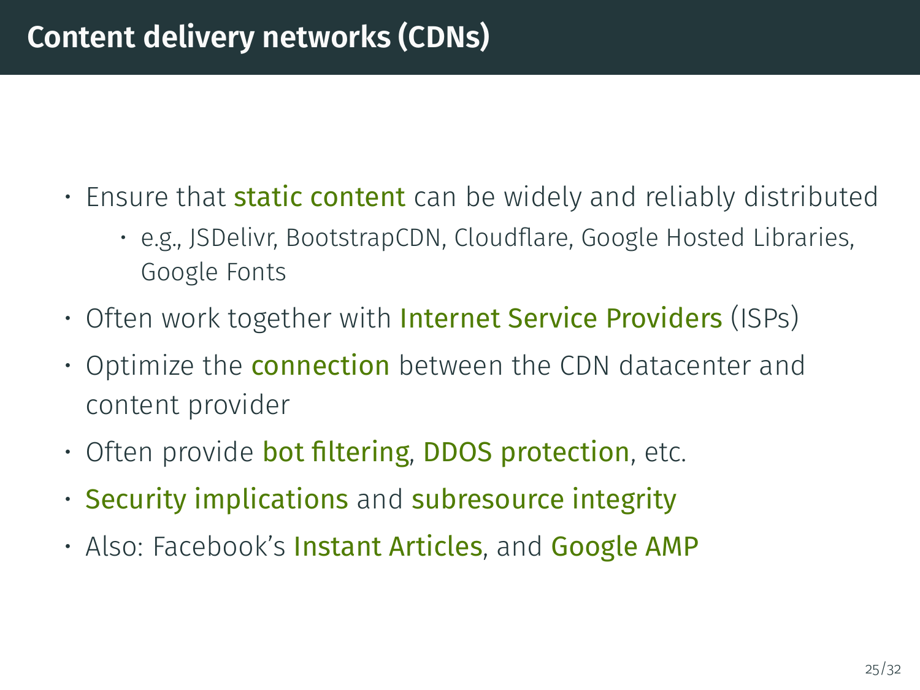# Content delivery networks (CDNs)

- Ensure that **static content** can be widely and reliably distributed
  - e.g., JSDelivr, BootstrapCDN, Cloudflare, Google Hosted Libraries, Google Fonts
- Often work together with **Internet Service Providers** (ISPs)
- Optimize the **connection** between the CDN datacenter and content provider
- Often provide **bot filtering**, **DDOS protection**, etc.
- **Security implications** and **subresource integrity**
- Also: Facebook's **Instant Articles**, and **Google AMP**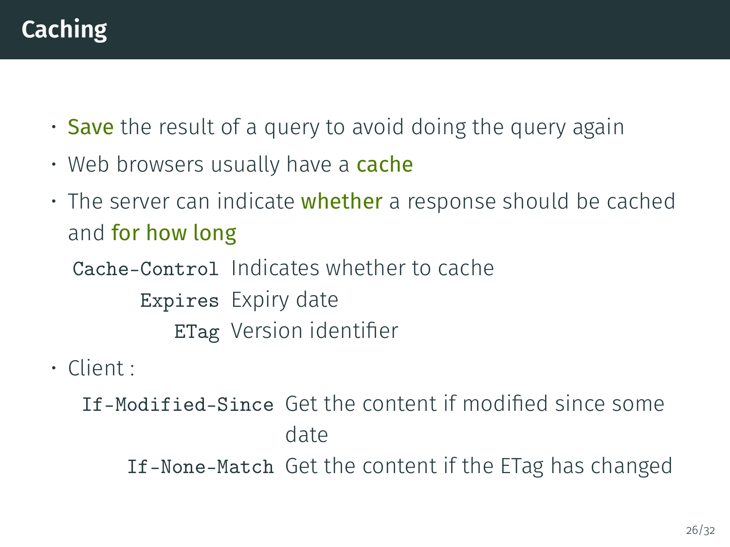# Caching

- **Save** the result of a query to avoid doing the query again
- Web browsers usually have a **cache**
- The server can indicate **whether** a response should be cached and **for how long**

  `Cache-Control` Indicates whether to cache

  `Expires` Expiry date

  `ETag` Version identifier

- Client :

  `If-Modified-Since` Get the content if modified since some date

  `If-None-Match` Get the content if the ETag has changed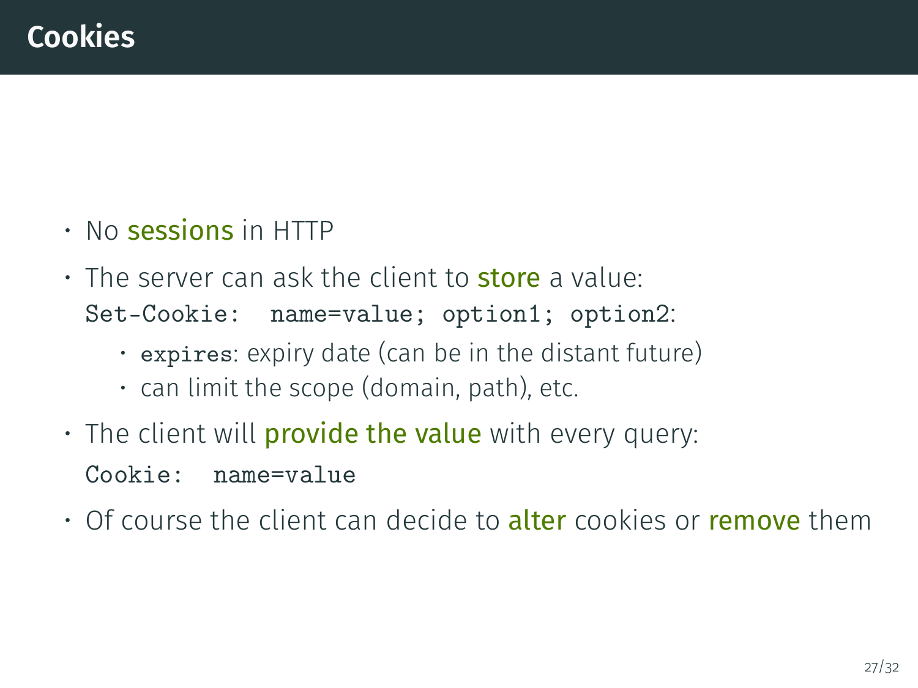# Cookies

- No **sessions** in HTTP
- The server can ask the client to **store** a value:
  `Set-Cookie: name=value; option1; option2`:
  - `expires`: expiry date (can be in the distant future)
  - can limit the scope (domain, path), etc.
- The client will **provide the value** with every query:
  `Cookie: name=value`
- Of course the client can decide to **alter** cookies or **remove** them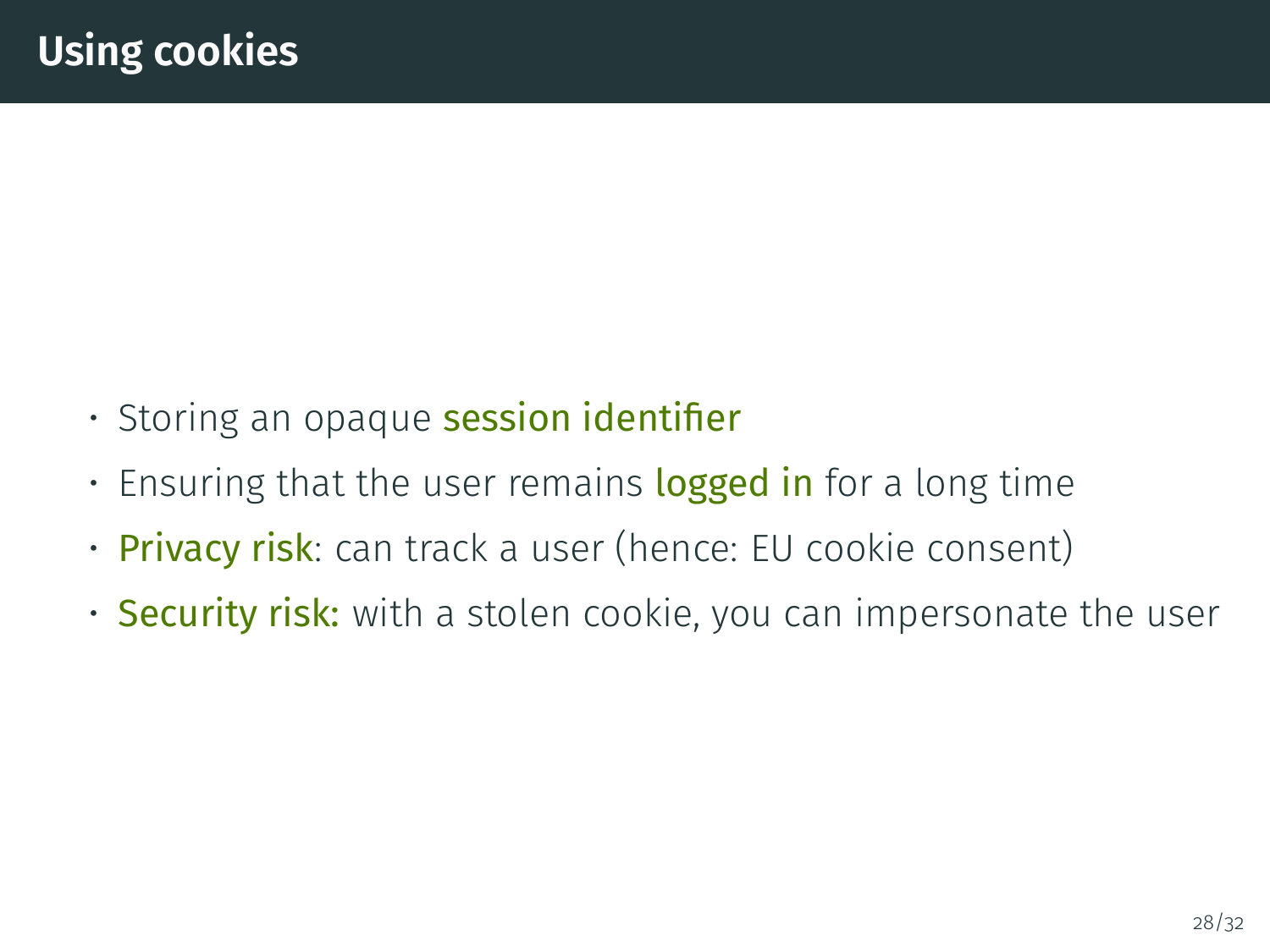# Using cookies

- Storing an opaque **session identifier**
- Ensuring that the user remains **logged in** for a long time
- **Privacy risk**: can track a user (hence: EU cookie consent)
- **Security risk:** with a stolen cookie, you can impersonate the user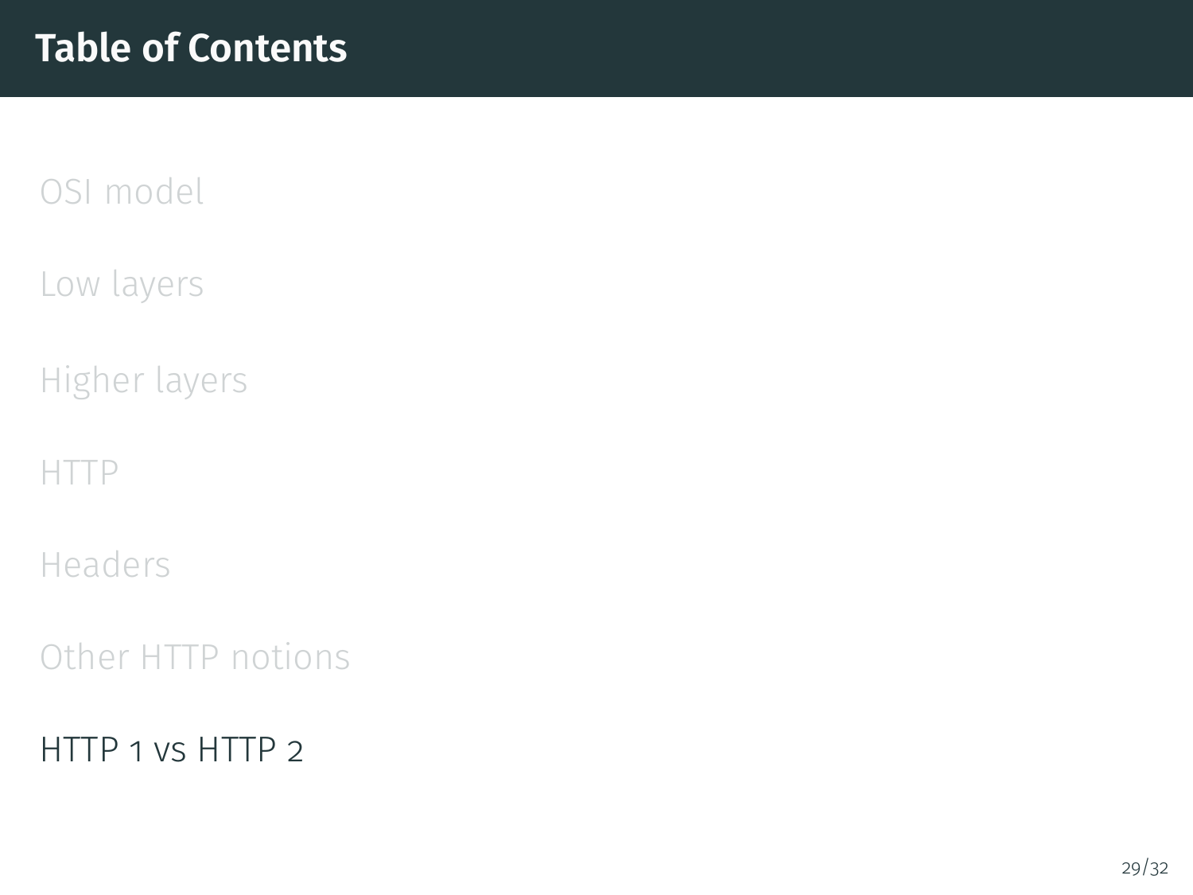# Table of Contents

OSI model

Low layers

Higher layers

HTTP

Headers

Other HTTP notions

HTTP 1 vs HTTP 2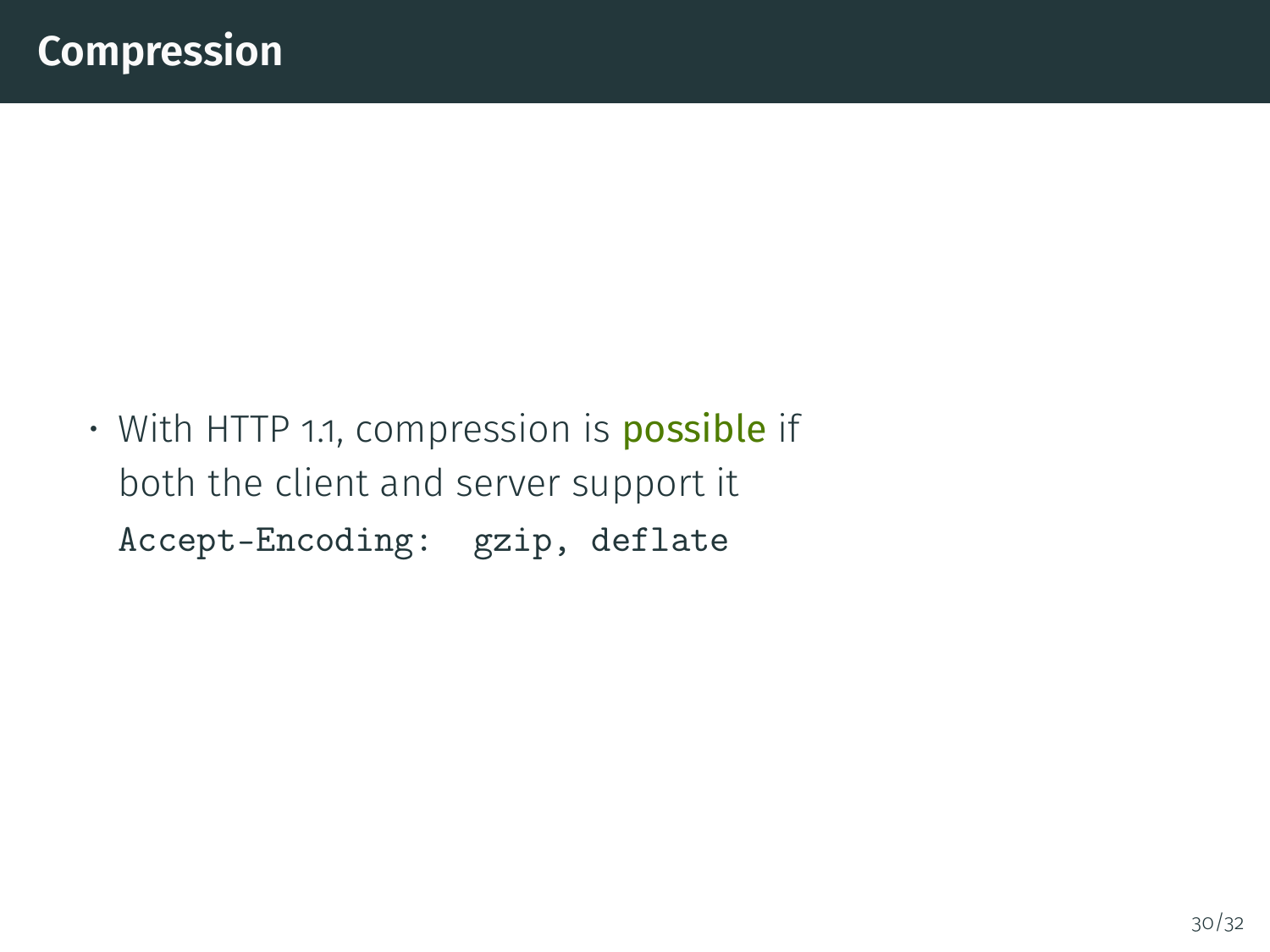# Compression

- With HTTP 1.1, compression is **possible** if both the client and server support it
  `Accept-Encoding: gzip, deflate`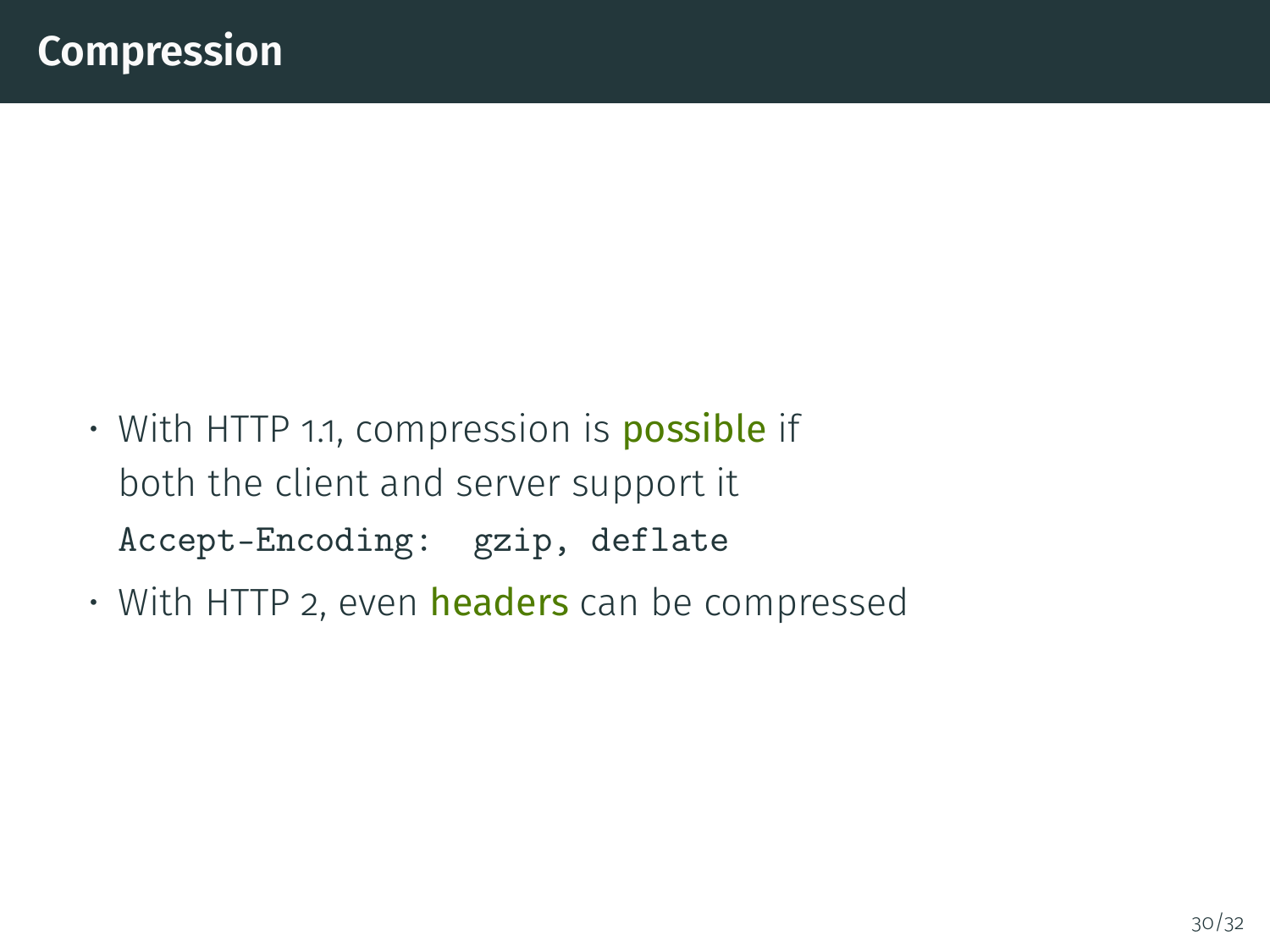# Compression

- With HTTP 1.1, compression is **possible** if both the client and server support it
  `Accept-Encoding: gzip, deflate`
- With HTTP 2, even **headers** can be compressed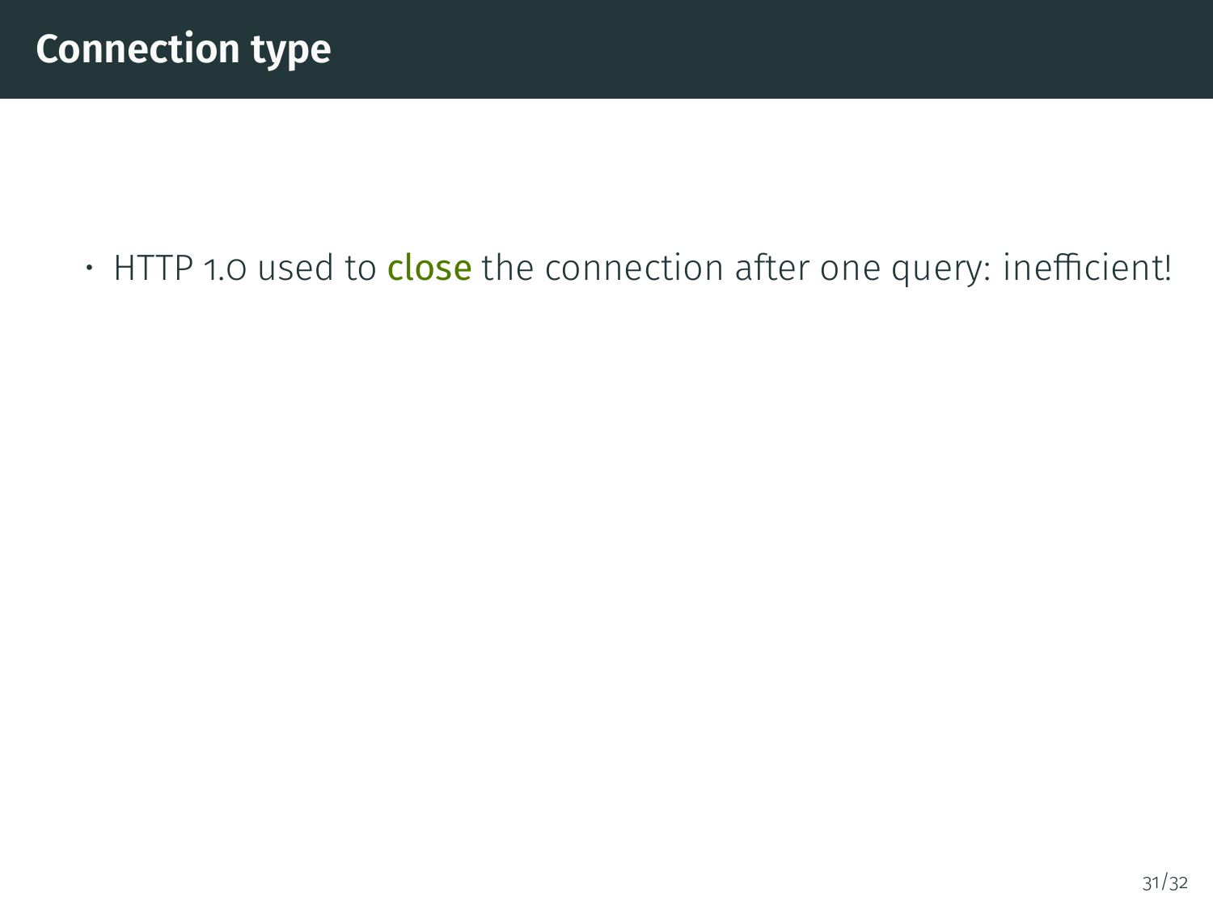# Connection type

- HTTP 1.0 used to **close** the connection after one query: inefficient!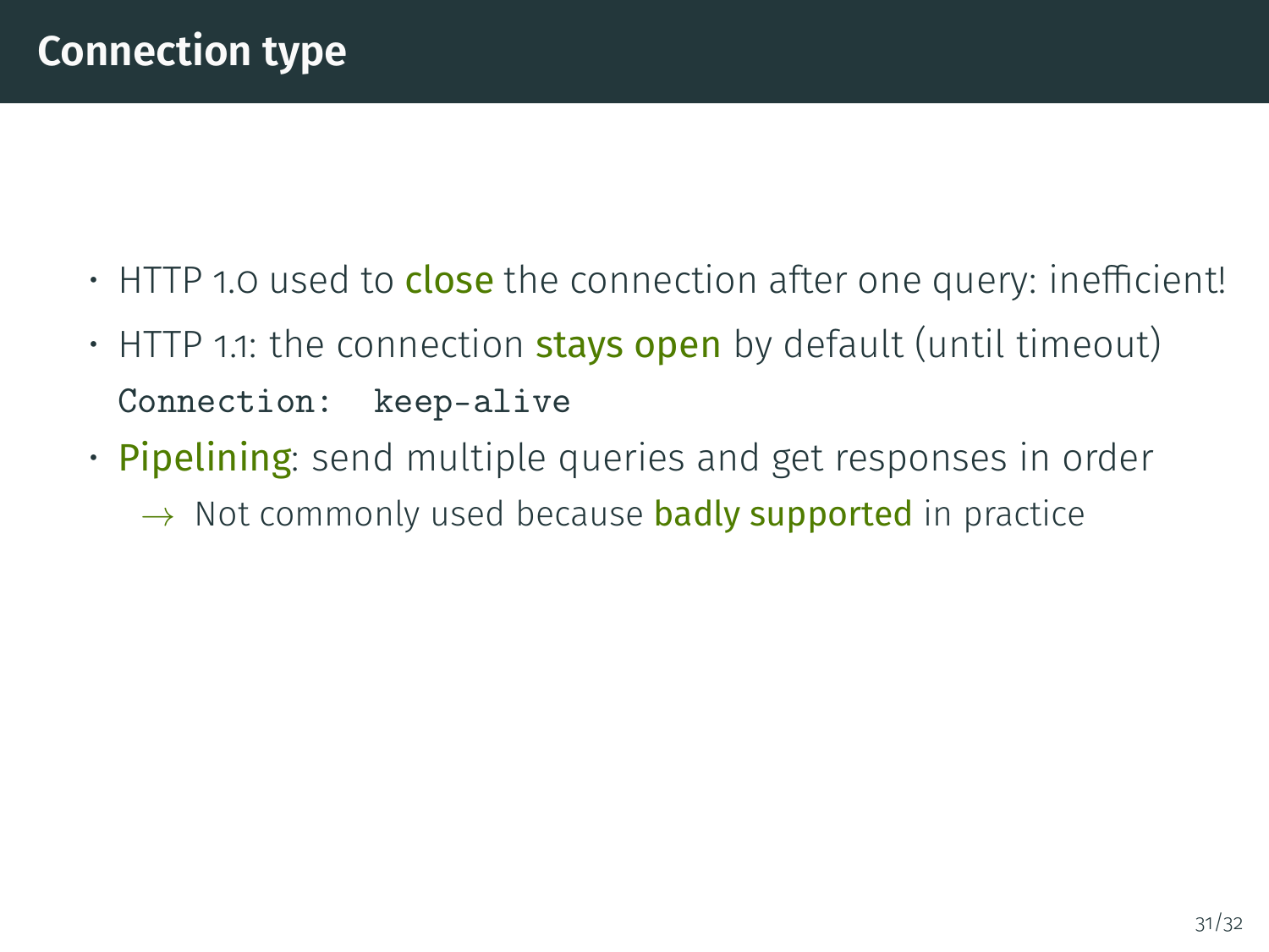# Connection type

- HTTP 1.0 used to **close** the connection after one query: inefficient!
- HTTP 1.1: the connection **stays open** by default (until timeout)
  `Connection: keep-alive`
- **Pipelining**: send multiple queries and get responses in order
  - → Not commonly used because **badly supported** in practice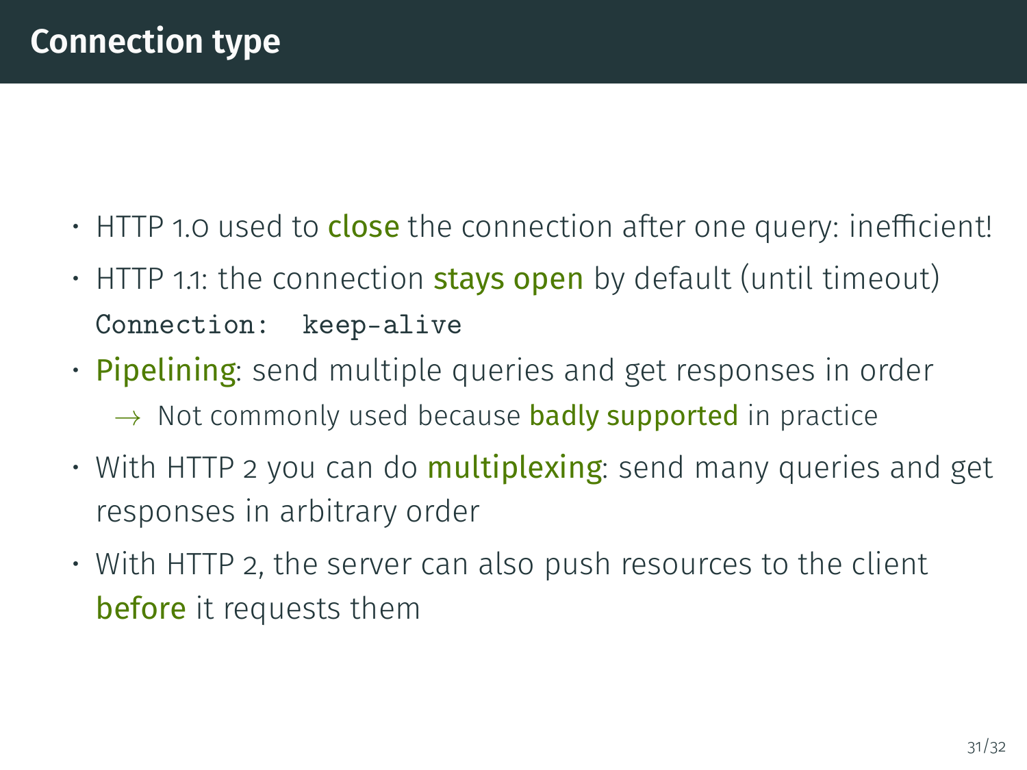# Connection type

- HTTP 1.0 used to **close** the connection after one query: inefficient!
- HTTP 1.1: the connection **stays open** by default (until timeout)
  `Connection: keep-alive`
- **Pipelining**: send multiple queries and get responses in order
  - → Not commonly used because **badly supported** in practice
- With HTTP 2 you can do **multiplexing**: send many queries and get responses in arbitrary order
- With HTTP 2, the server can also push resources to the client **before** it requests them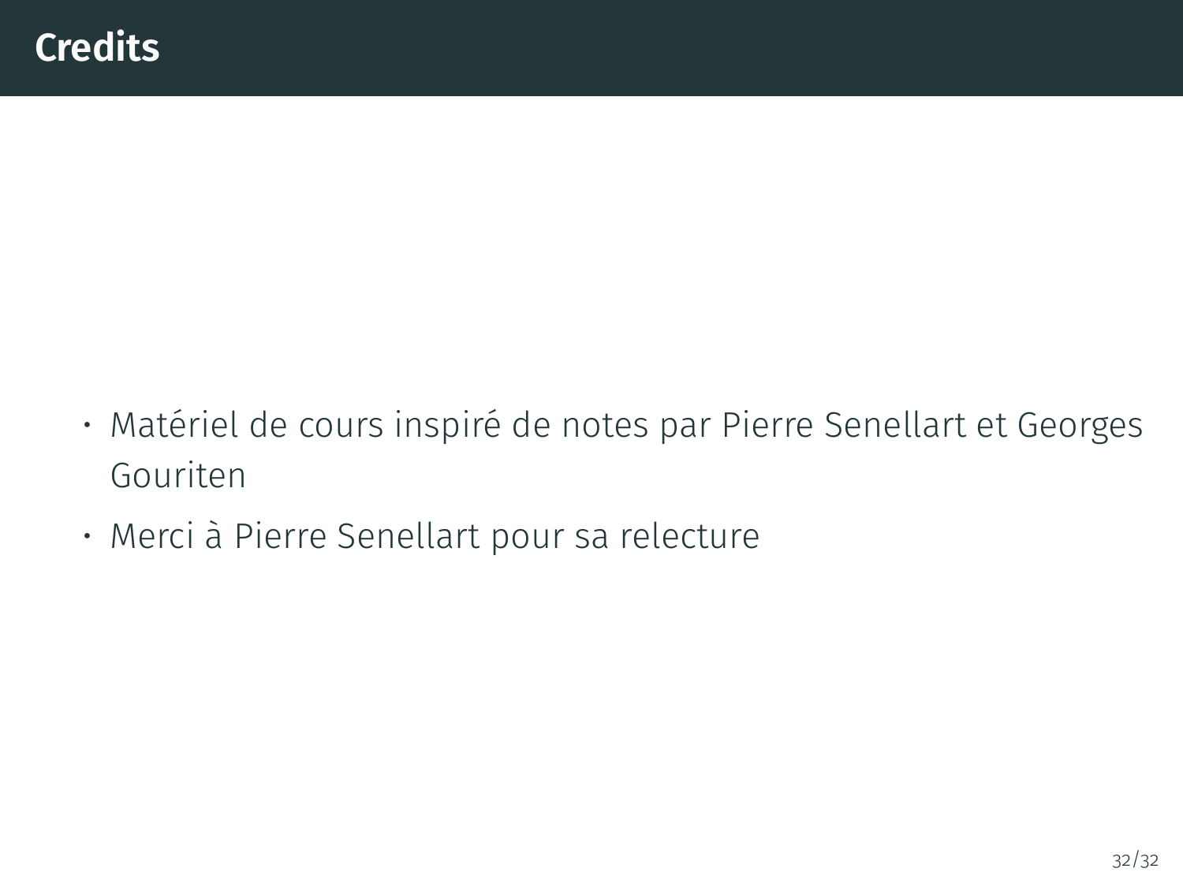# Credits

- Matériel de cours inspiré de notes par Pierre Senellart et Georges Gouriten
- Merci à Pierre Senellart pour sa relecture